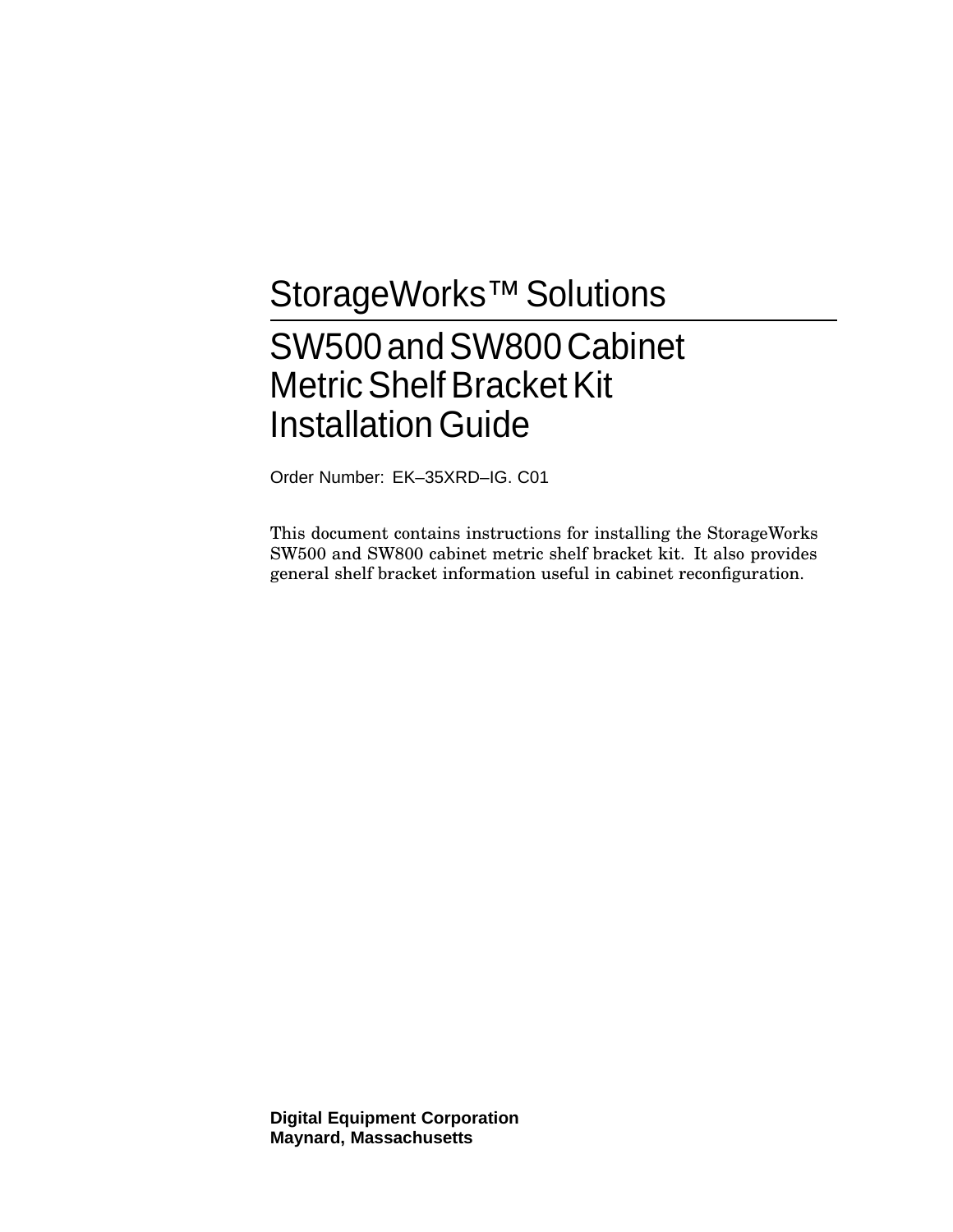# StorageWorks™ Solutions

# SW500 and SW800 Cabinet Metric Shelf Bracket Kit Installation Guide

Order Number: EK–35XRD–IG. C01

This document contains instructions for installing the StorageWorks SW500 and SW800 cabinet metric shelf bracket kit. It also provides general shelf bracket information useful in cabinet reconfiguration.

**Digital Equipment Corporation**
**Maynard, Massachusetts**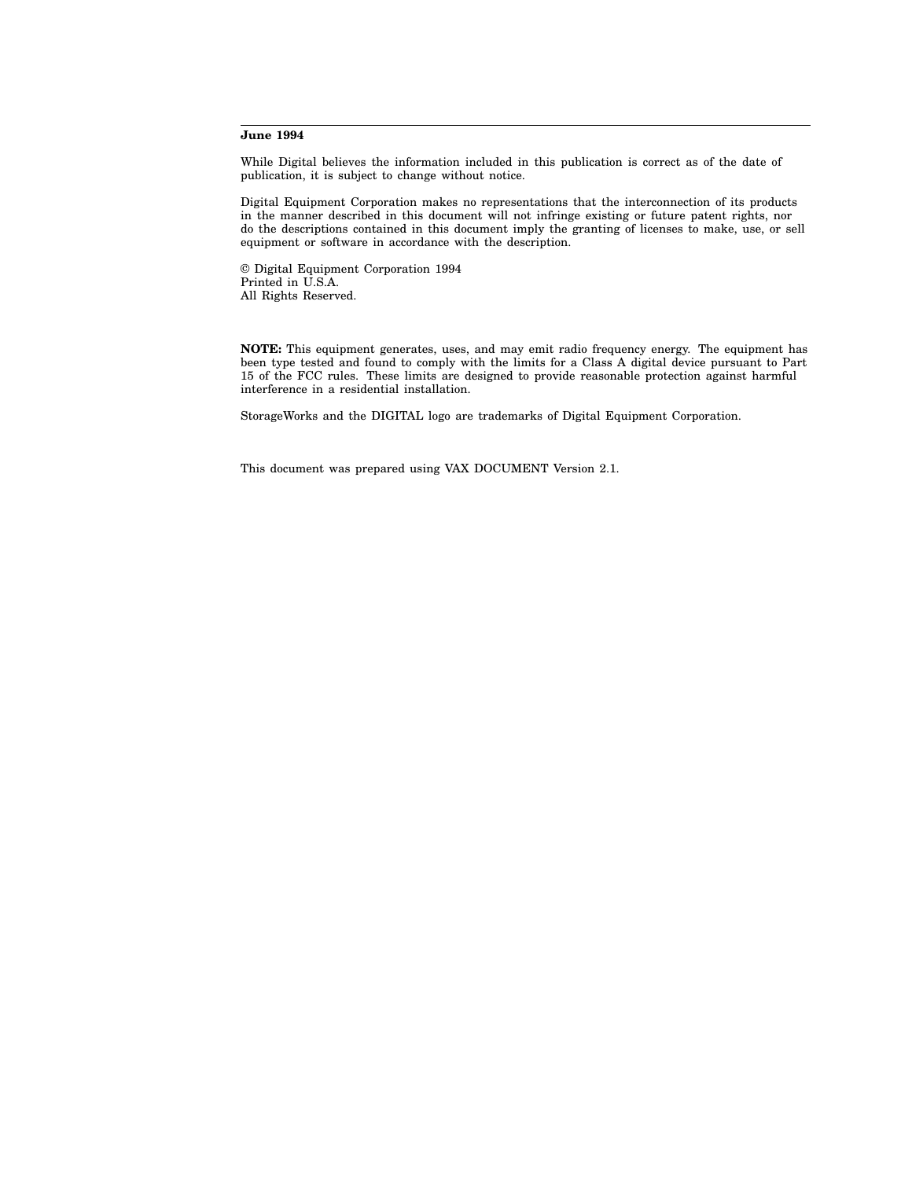**June 1994**

While Digital believes the information included in this publication is correct as of the date of publication, it is subject to change without notice.

Digital Equipment Corporation makes no representations that the interconnection of its products in the manner described in this document will not infringe existing or future patent rights, nor do the descriptions contained in this document imply the granting of licenses to make, use, or sell equipment or software in accordance with the description.

© Digital Equipment Corporation 1994
Printed in U.S.A.
All Rights Reserved.

**NOTE:** This equipment generates, uses, and may emit radio frequency energy. The equipment has been type tested and found to comply with the limits for a Class A digital device pursuant to Part 15 of the FCC rules. These limits are designed to provide reasonable protection against harmful interference in a residential installation.

StorageWorks and the DIGITAL logo are trademarks of Digital Equipment Corporation.

This document was prepared using VAX DOCUMENT Version 2.1.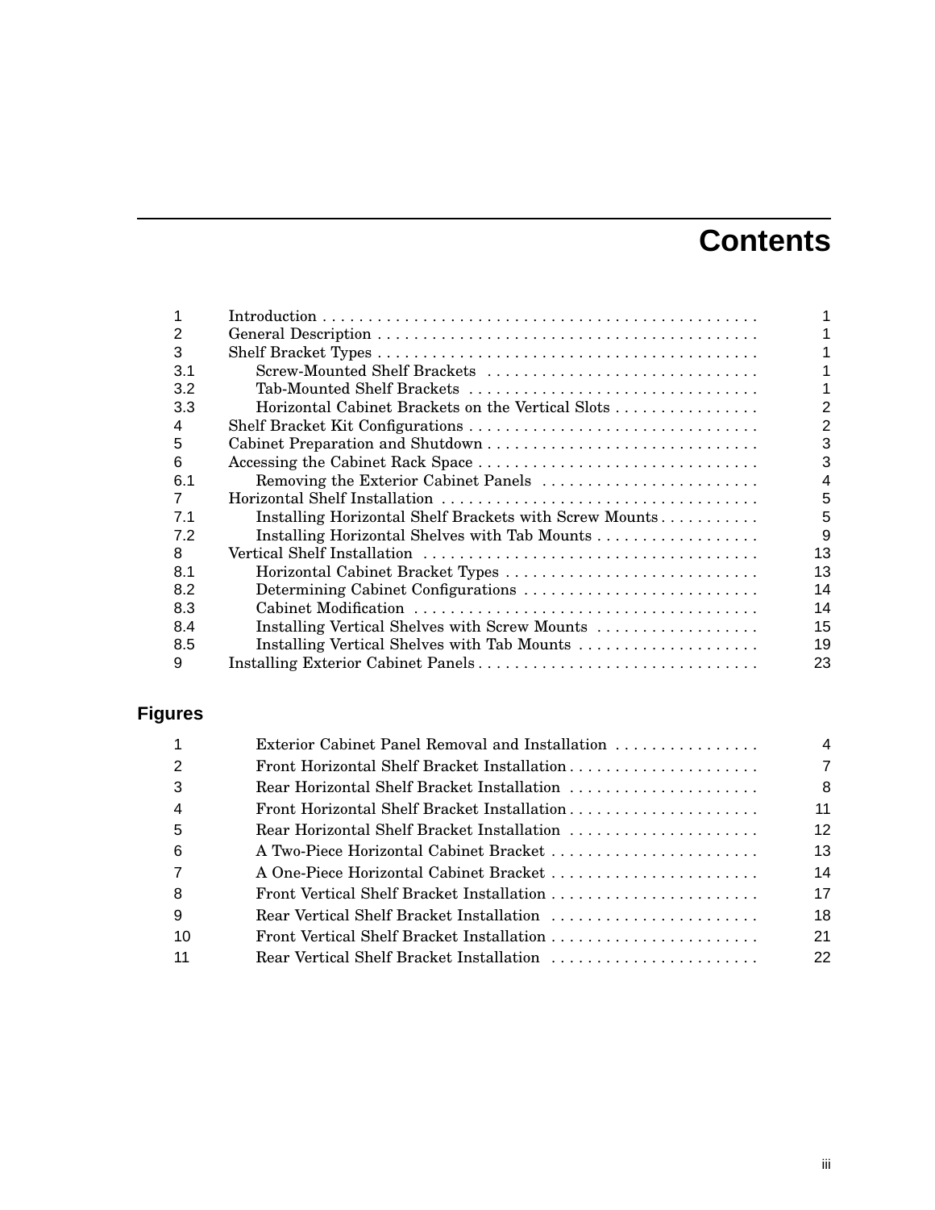# Contents

| | | |
|---|---|---|
| 1 | Introduction | 1 |
| 2 | General Description | 1 |
| 3 | Shelf Bracket Types | 1 |
| 3.1 | Screw-Mounted Shelf Brackets | 1 |
| 3.2 | Tab-Mounted Shelf Brackets | 1 |
| 3.3 | Horizontal Cabinet Brackets on the Vertical Slots | 2 |
| 4 | Shelf Bracket Kit Configurations | 2 |
| 5 | Cabinet Preparation and Shutdown | 3 |
| 6 | Accessing the Cabinet Rack Space | 3 |
| 6.1 | Removing the Exterior Cabinet Panels | 4 |
| 7 | Horizontal Shelf Installation | 5 |
| 7.1 | Installing Horizontal Shelf Brackets with Screw Mounts | 5 |
| 7.2 | Installing Horizontal Shelves with Tab Mounts | 9 |
| 8 | Vertical Shelf Installation | 13 |
| 8.1 | Horizontal Cabinet Bracket Types | 13 |
| 8.2 | Determining Cabinet Configurations | 14 |
| 8.3 | Cabinet Modification | 14 |
| 8.4 | Installing Vertical Shelves with Screw Mounts | 15 |
| 8.5 | Installing Vertical Shelves with Tab Mounts | 19 |
| 9 | Installing Exterior Cabinet Panels | 23 |

## Figures

| | | |
|---|---|---|
| 1 | Exterior Cabinet Panel Removal and Installation | 4 |
| 2 | Front Horizontal Shelf Bracket Installation | 7 |
| 3 | Rear Horizontal Shelf Bracket Installation | 8 |
| 4 | Front Horizontal Shelf Bracket Installation | 11 |
| 5 | Rear Horizontal Shelf Bracket Installation | 12 |
| 6 | A Two-Piece Horizontal Cabinet Bracket | 13 |
| 7 | A One-Piece Horizontal Cabinet Bracket | 14 |
| 8 | Front Vertical Shelf Bracket Installation | 17 |
| 9 | Rear Vertical Shelf Bracket Installation | 18 |
| 10 | Front Vertical Shelf Bracket Installation | 21 |
| 11 | Rear Vertical Shelf Bracket Installation | 22 |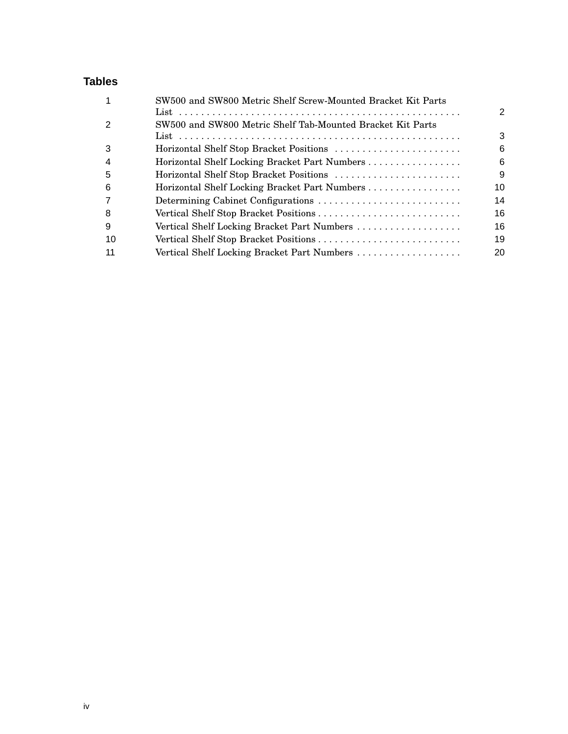## Tables

| | | |
|---|---|---|
| 1 | SW500 and SW800 Metric Shelf Screw-Mounted Bracket Kit Parts List | 2 |
| 2 | SW500 and SW800 Metric Shelf Tab-Mounted Bracket Kit Parts List | 3 |
| 3 | Horizontal Shelf Stop Bracket Positions | 6 |
| 4 | Horizontal Shelf Locking Bracket Part Numbers | 6 |
| 5 | Horizontal Shelf Stop Bracket Positions | 9 |
| 6 | Horizontal Shelf Locking Bracket Part Numbers | 10 |
| 7 | Determining Cabinet Configurations | 14 |
| 8 | Vertical Shelf Stop Bracket Positions | 16 |
| 9 | Vertical Shelf Locking Bracket Part Numbers | 16 |
| 10 | Vertical Shelf Stop Bracket Positions | 19 |
| 11 | Vertical Shelf Locking Bracket Part Numbers | 20 |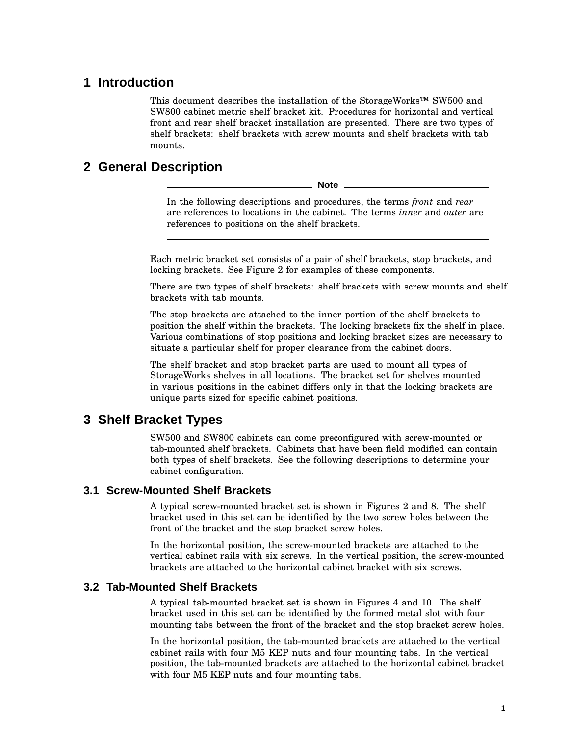# 1 Introduction

This document describes the installation of the StorageWorks™ SW500 and SW800 cabinet metric shelf bracket kit. Procedures for horizontal and vertical front and rear shelf bracket installation are presented. There are two types of shelf brackets: shelf brackets with screw mounts and shelf brackets with tab mounts.

# 2 General Description

---

**Note**

In the following descriptions and procedures, the terms *front* and *rear* are references to locations in the cabinet. The terms *inner* and *outer* are references to positions on the shelf brackets.

---

Each metric bracket set consists of a pair of shelf brackets, stop brackets, and locking brackets. See Figure 2 for examples of these components.

There are two types of shelf brackets: shelf brackets with screw mounts and shelf brackets with tab mounts.

The stop brackets are attached to the inner portion of the shelf brackets to position the shelf within the brackets. The locking brackets fix the shelf in place. Various combinations of stop positions and locking bracket sizes are necessary to situate a particular shelf for proper clearance from the cabinet doors.

The shelf bracket and stop bracket parts are used to mount all types of StorageWorks shelves in all locations. The bracket set for shelves mounted in various positions in the cabinet differs only in that the locking brackets are unique parts sized for specific cabinet positions.

# 3 Shelf Bracket Types

SW500 and SW800 cabinets can come preconfigured with screw-mounted or tab-mounted shelf brackets. Cabinets that have been field modified can contain both types of shelf brackets. See the following descriptions to determine your cabinet configuration.

## 3.1 Screw-Mounted Shelf Brackets

A typical screw-mounted bracket set is shown in Figures 2 and 8. The shelf bracket used in this set can be identified by the two screw holes between the front of the bracket and the stop bracket screw holes.

In the horizontal position, the screw-mounted brackets are attached to the vertical cabinet rails with six screws. In the vertical position, the screw-mounted brackets are attached to the horizontal cabinet bracket with six screws.

## 3.2 Tab-Mounted Shelf Brackets

A typical tab-mounted bracket set is shown in Figures 4 and 10. The shelf bracket used in this set can be identified by the formed metal slot with four mounting tabs between the front of the bracket and the stop bracket screw holes.

In the horizontal position, the tab-mounted brackets are attached to the vertical cabinet rails with four M5 KEP nuts and four mounting tabs. In the vertical position, the tab-mounted brackets are attached to the horizontal cabinet bracket with four M5 KEP nuts and four mounting tabs.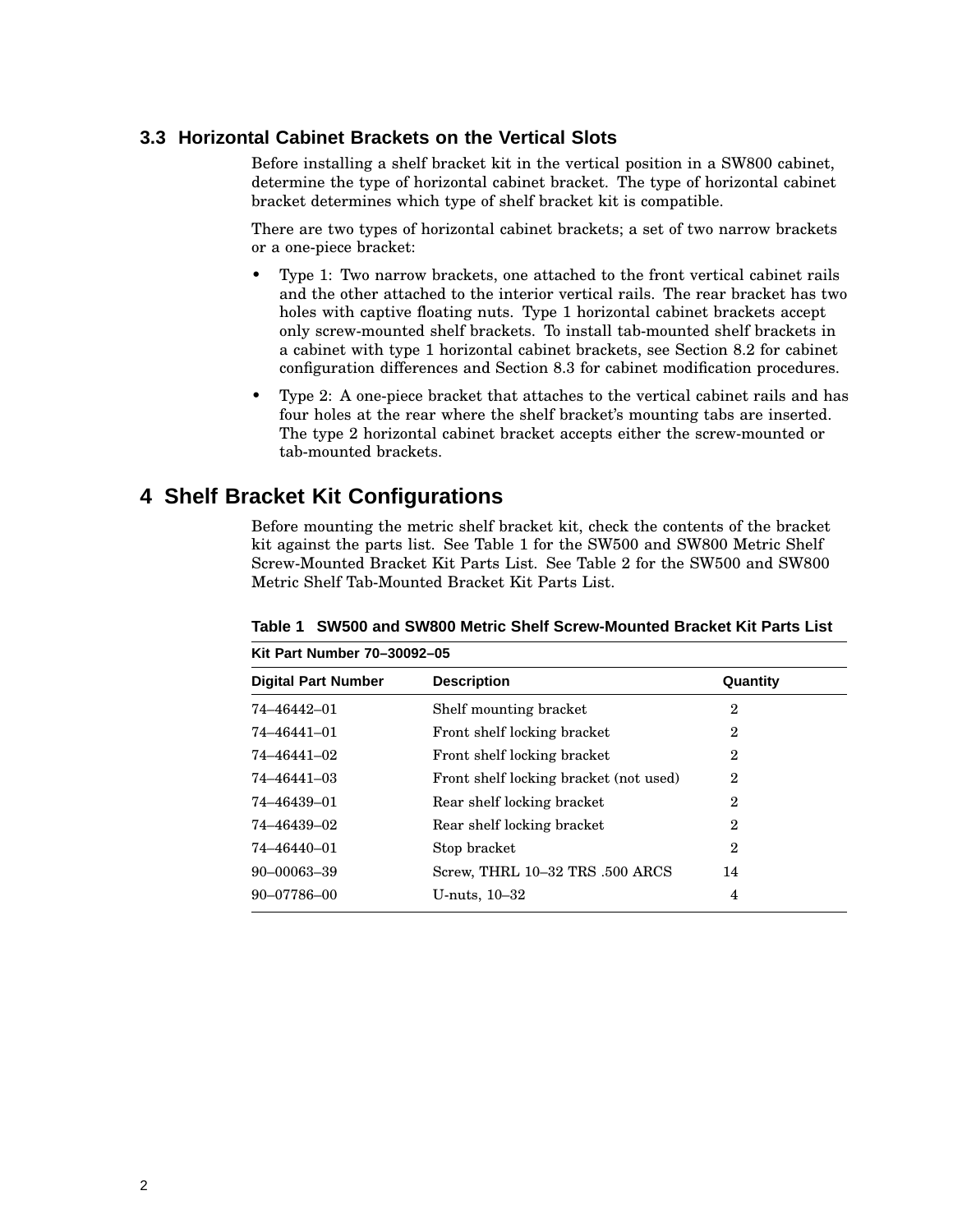### 3.3 Horizontal Cabinet Brackets on the Vertical Slots

Before installing a shelf bracket kit in the vertical position in a SW800 cabinet, determine the type of horizontal cabinet bracket. The type of horizontal cabinet bracket determines which type of shelf bracket kit is compatible.

There are two types of horizontal cabinet brackets; a set of two narrow brackets or a one-piece bracket:

- Type 1: Two narrow brackets, one attached to the front vertical cabinet rails and the other attached to the interior vertical rails. The rear bracket has two holes with captive floating nuts. Type 1 horizontal cabinet brackets accept only screw-mounted shelf brackets. To install tab-mounted shelf brackets in a cabinet with type 1 horizontal cabinet brackets, see Section 8.2 for cabinet configuration differences and Section 8.3 for cabinet modification procedures.
- Type 2: A one-piece bracket that attaches to the vertical cabinet rails and has four holes at the rear where the shelf bracket's mounting tabs are inserted. The type 2 horizontal cabinet bracket accepts either the screw-mounted or tab-mounted brackets.

## 4 Shelf Bracket Kit Configurations

Before mounting the metric shelf bracket kit, check the contents of the bracket kit against the parts list. See Table 1 for the SW500 and SW800 Metric Shelf Screw-Mounted Bracket Kit Parts List. See Table 2 for the SW500 and SW800 Metric Shelf Tab-Mounted Bracket Kit Parts List.

**Table 1 SW500 and SW800 Metric Shelf Screw-Mounted Bracket Kit Parts List**

**Kit Part Number 70–30092–05**

| Digital Part Number | Description | Quantity |
|---|---|---|
| 74–46442–01 | Shelf mounting bracket | 2 |
| 74–46441–01 | Front shelf locking bracket | 2 |
| 74–46441–02 | Front shelf locking bracket | 2 |
| 74–46441–03 | Front shelf locking bracket (not used) | 2 |
| 74–46439–01 | Rear shelf locking bracket | 2 |
| 74–46439–02 | Rear shelf locking bracket | 2 |
| 74–46440–01 | Stop bracket | 2 |
| 90–00063–39 | Screw, THRL 10–32 TRS .500 ARCS | 14 |
| 90–07786–00 | U-nuts, 10–32 | 4 |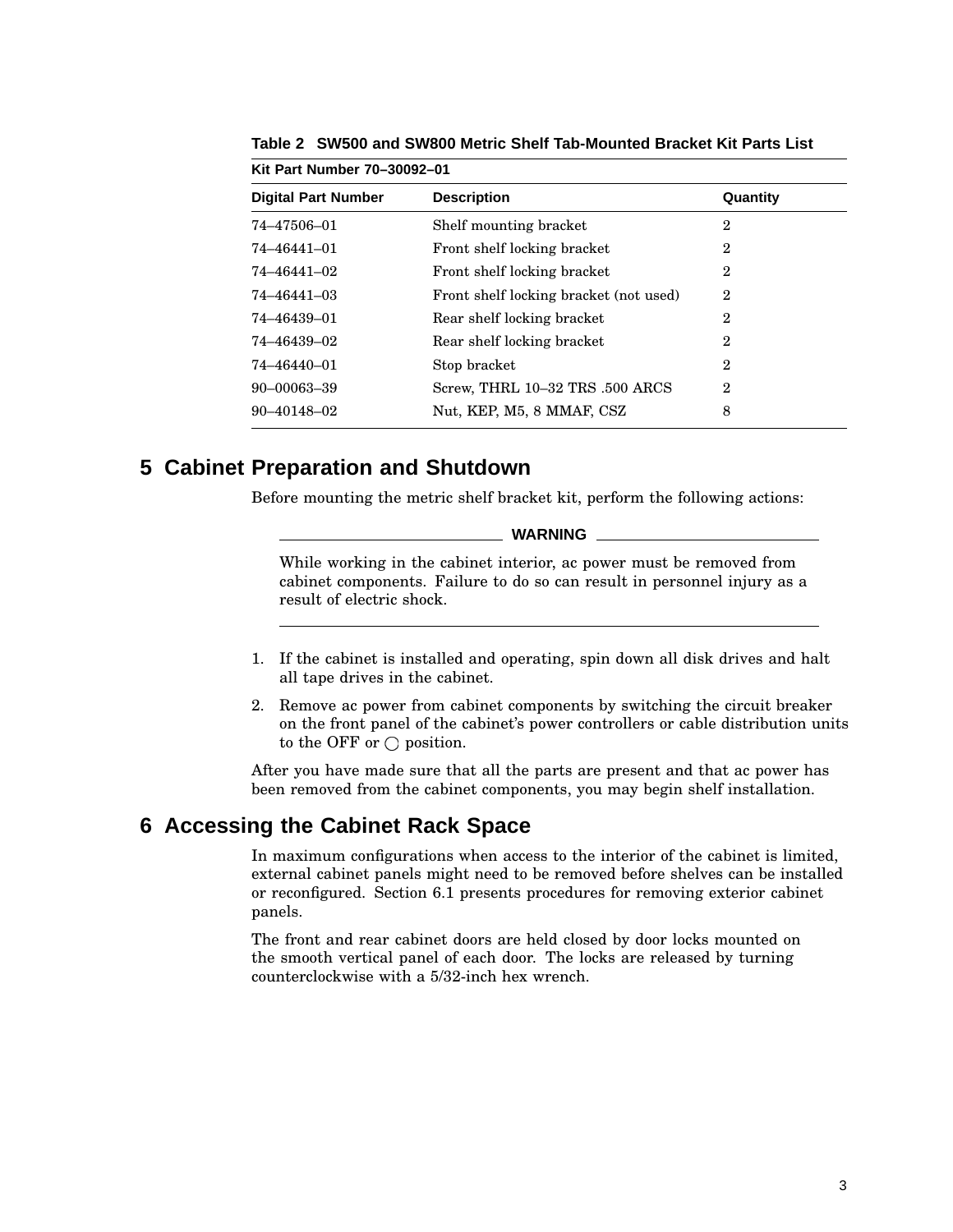**Table 2 SW500 and SW800 Metric Shelf Tab-Mounted Bracket Kit Parts List**

**Kit Part Number 70–30092–01**

| Digital Part Number | Description | Quantity |
|---|---|---|
| 74–47506–01 | Shelf mounting bracket | 2 |
| 74–46441–01 | Front shelf locking bracket | 2 |
| 74–46441–02 | Front shelf locking bracket | 2 |
| 74–46441–03 | Front shelf locking bracket (not used) | 2 |
| 74–46439–01 | Rear shelf locking bracket | 2 |
| 74–46439–02 | Rear shelf locking bracket | 2 |
| 74–46440–01 | Stop bracket | 2 |
| 90–00063–39 | Screw, THRL 10–32 TRS .500 ARCS | 2 |
| 90–40148–02 | Nut, KEP, M5, 8 MMAF, CSZ | 8 |

## 5 Cabinet Preparation and Shutdown

Before mounting the metric shelf bracket kit, perform the following actions:

**WARNING**

While working in the cabinet interior, ac power must be removed from cabinet components. Failure to do so can result in personnel injury as a result of electric shock.

1. If the cabinet is installed and operating, spin down all disk drives and halt all tape drives in the cabinet.
2. Remove ac power from cabinet components by switching the circuit breaker on the front panel of the cabinet's power controllers or cable distribution units to the OFF or ◯ position.

After you have made sure that all the parts are present and that ac power has been removed from the cabinet components, you may begin shelf installation.

## 6 Accessing the Cabinet Rack Space

In maximum configurations when access to the interior of the cabinet is limited, external cabinet panels might need to be removed before shelves can be installed or reconfigured. Section 6.1 presents procedures for removing exterior cabinet panels.

The front and rear cabinet doors are held closed by door locks mounted on the smooth vertical panel of each door. The locks are released by turning counterclockwise with a 5/32-inch hex wrench.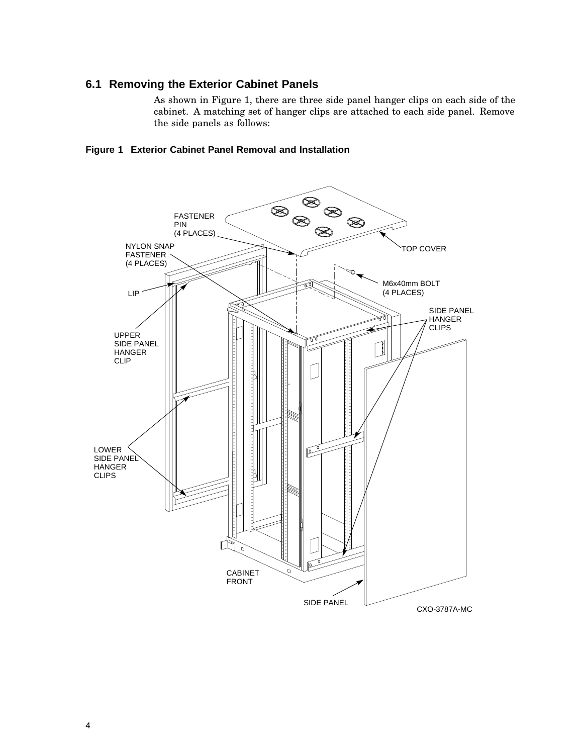## 6.1 Removing the Exterior Cabinet Panels

As shown in Figure 1, there are three side panel hanger clips on each side of the cabinet. A matching set of hanger clips are attached to each side panel. Remove the side panels as follows:

**Figure 1 Exterior Cabinet Panel Removal and Installation**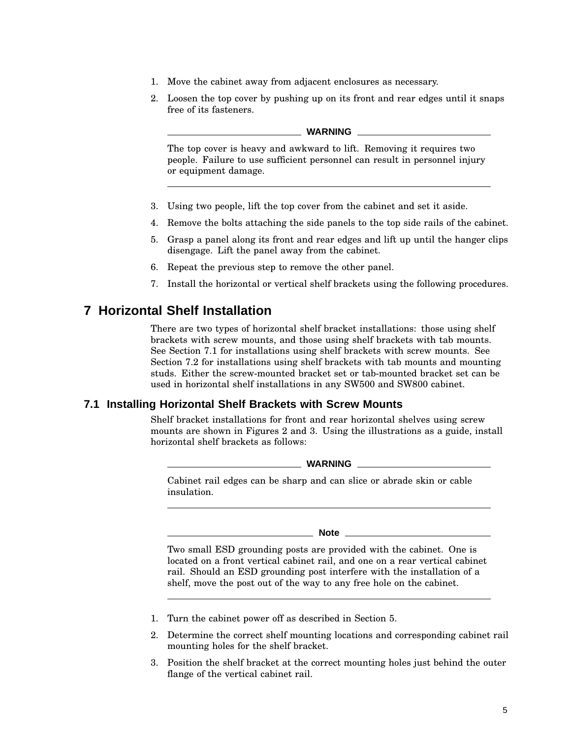1. Move the cabinet away from adjacent enclosures as necessary.
2. Loosen the top cover by pushing up on its front and rear edges until it snaps free of its fasteners.

---

**WARNING**

The top cover is heavy and awkward to lift. Removing it requires two people. Failure to use sufficient personnel can result in personnel injury or equipment damage.

---

3. Using two people, lift the top cover from the cabinet and set it aside.
4. Remove the bolts attaching the side panels to the top side rails of the cabinet.
5. Grasp a panel along its front and rear edges and lift up until the hanger clips disengage. Lift the panel away from the cabinet.
6. Repeat the previous step to remove the other panel.
7. Install the horizontal or vertical shelf brackets using the following procedures.

# 7 Horizontal Shelf Installation

There are two types of horizontal shelf bracket installations: those using shelf brackets with screw mounts, and those using shelf brackets with tab mounts. See Section 7.1 for installations using shelf brackets with screw mounts. See Section 7.2 for installations using shelf brackets with tab mounts and mounting studs. Either the screw-mounted bracket set or tab-mounted bracket set can be used in horizontal shelf installations in any SW500 and SW800 cabinet.

## 7.1 Installing Horizontal Shelf Brackets with Screw Mounts

Shelf bracket installations for front and rear horizontal shelves using screw mounts are shown in Figures 2 and 3. Using the illustrations as a guide, install horizontal shelf brackets as follows:

---

**WARNING**

Cabinet rail edges can be sharp and can slice or abrade skin or cable insulation.

---

**Note**

Two small ESD grounding posts are provided with the cabinet. One is located on a front vertical cabinet rail, and one on a rear vertical cabinet rail. Should an ESD grounding post interfere with the installation of a shelf, move the post out of the way to any free hole on the cabinet.

---

1. Turn the cabinet power off as described in Section 5.
2. Determine the correct shelf mounting locations and corresponding cabinet rail mounting holes for the shelf bracket.
3. Position the shelf bracket at the correct mounting holes just behind the outer flange of the vertical cabinet rail.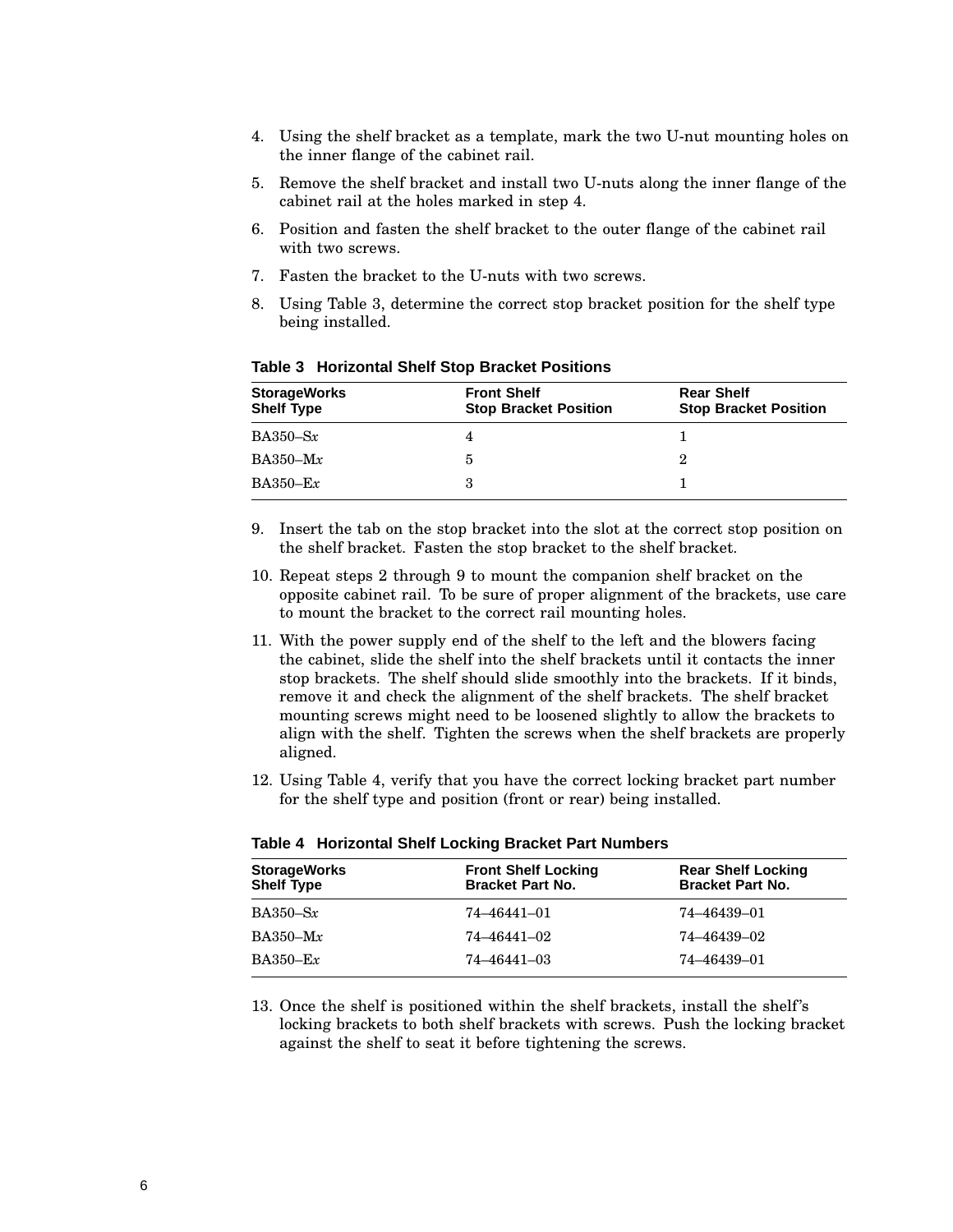4. Using the shelf bracket as a template, mark the two U-nut mounting holes on the inner flange of the cabinet rail.
5. Remove the shelf bracket and install two U-nuts along the inner flange of the cabinet rail at the holes marked in step 4.
6. Position and fasten the shelf bracket to the outer flange of the cabinet rail with two screws.
7. Fasten the bracket to the U-nuts with two screws.
8. Using Table 3, determine the correct stop bracket position for the shelf type being installed.

**Table 3 Horizontal Shelf Stop Bracket Positions**

| StorageWorks Shelf Type | Front Shelf Stop Bracket Position | Rear Shelf Stop Bracket Position |
|---|---|---|
| BA350–S*x* | 4 | 1 |
| BA350–M*x* | 5 | 2 |
| BA350–E*x* | 3 | 1 |

9. Insert the tab on the stop bracket into the slot at the correct stop position on the shelf bracket. Fasten the stop bracket to the shelf bracket.
10. Repeat steps 2 through 9 to mount the companion shelf bracket on the opposite cabinet rail. To be sure of proper alignment of the brackets, use care to mount the bracket to the correct rail mounting holes.
11. With the power supply end of the shelf to the left and the blowers facing the cabinet, slide the shelf into the shelf brackets until it contacts the inner stop brackets. The shelf should slide smoothly into the brackets. If it binds, remove it and check the alignment of the shelf brackets. The shelf bracket mounting screws might need to be loosened slightly to allow the brackets to align with the shelf. Tighten the screws when the shelf brackets are properly aligned.
12. Using Table 4, verify that you have the correct locking bracket part number for the shelf type and position (front or rear) being installed.

**Table 4 Horizontal Shelf Locking Bracket Part Numbers**

| StorageWorks Shelf Type | Front Shelf Locking Bracket Part No. | Rear Shelf Locking Bracket Part No. |
|---|---|---|
| BA350–S*x* | 74–46441–01 | 74–46439–01 |
| BA350–M*x* | 74–46441–02 | 74–46439–02 |
| BA350–E*x* | 74–46441–03 | 74–46439–01 |

13. Once the shelf is positioned within the shelf brackets, install the shelf's locking brackets to both shelf brackets with screws. Push the locking bracket against the shelf to seat it before tightening the screws.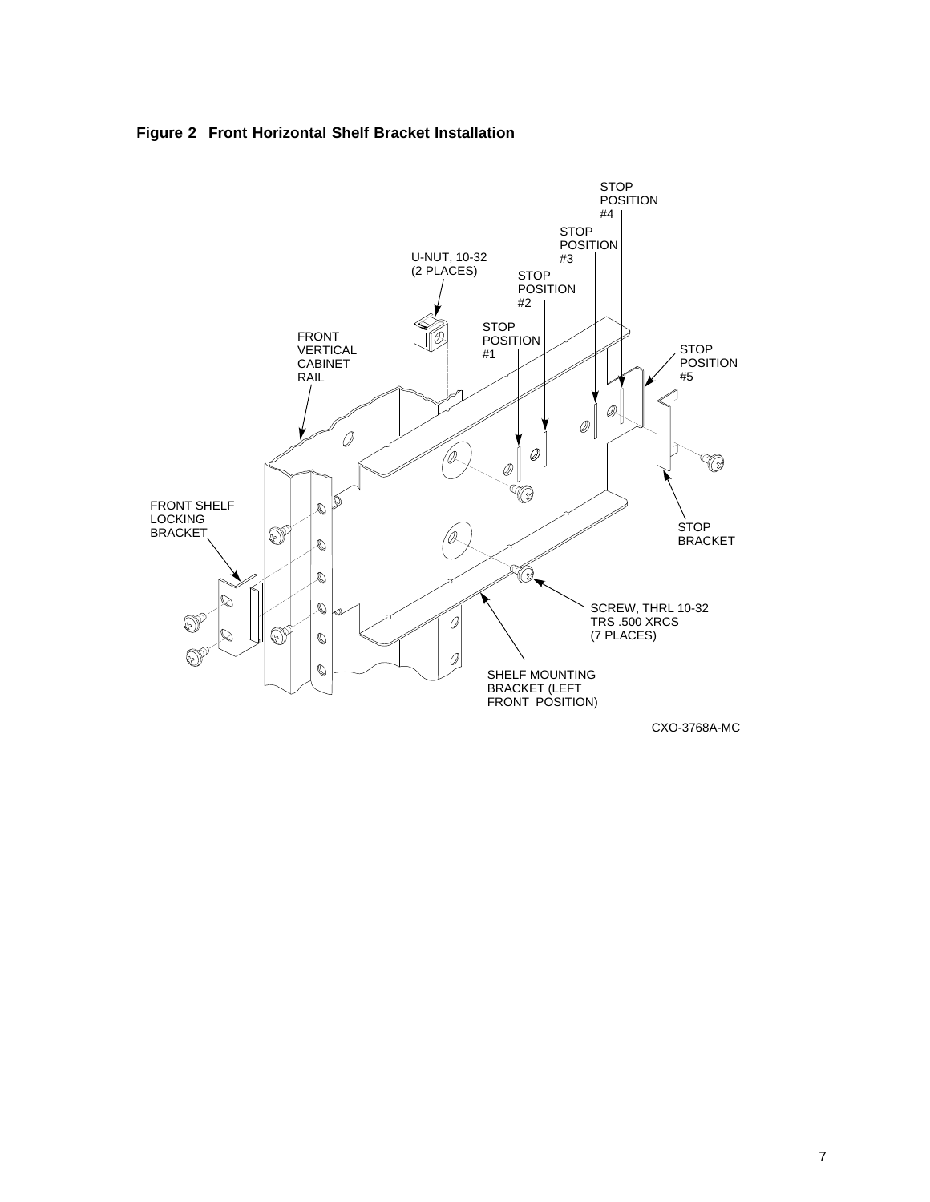**Figure 2 Front Horizontal Shelf Bracket Installation**

STOP POSITION #4

STOP POSITION #3

U-NUT, 10-32 (2 PLACES)

STOP POSITION #2

STOP POSITION #1

FRONT VERTICAL CABINET RAIL

STOP POSITION #5

FRONT SHELF LOCKING BRACKET

STOP BRACKET

SCREW, THRL 10-32 TRS .500 XRCS (7 PLACES)

SHELF MOUNTING BRACKET (LEFT FRONT POSITION)

CXO-3768A-MC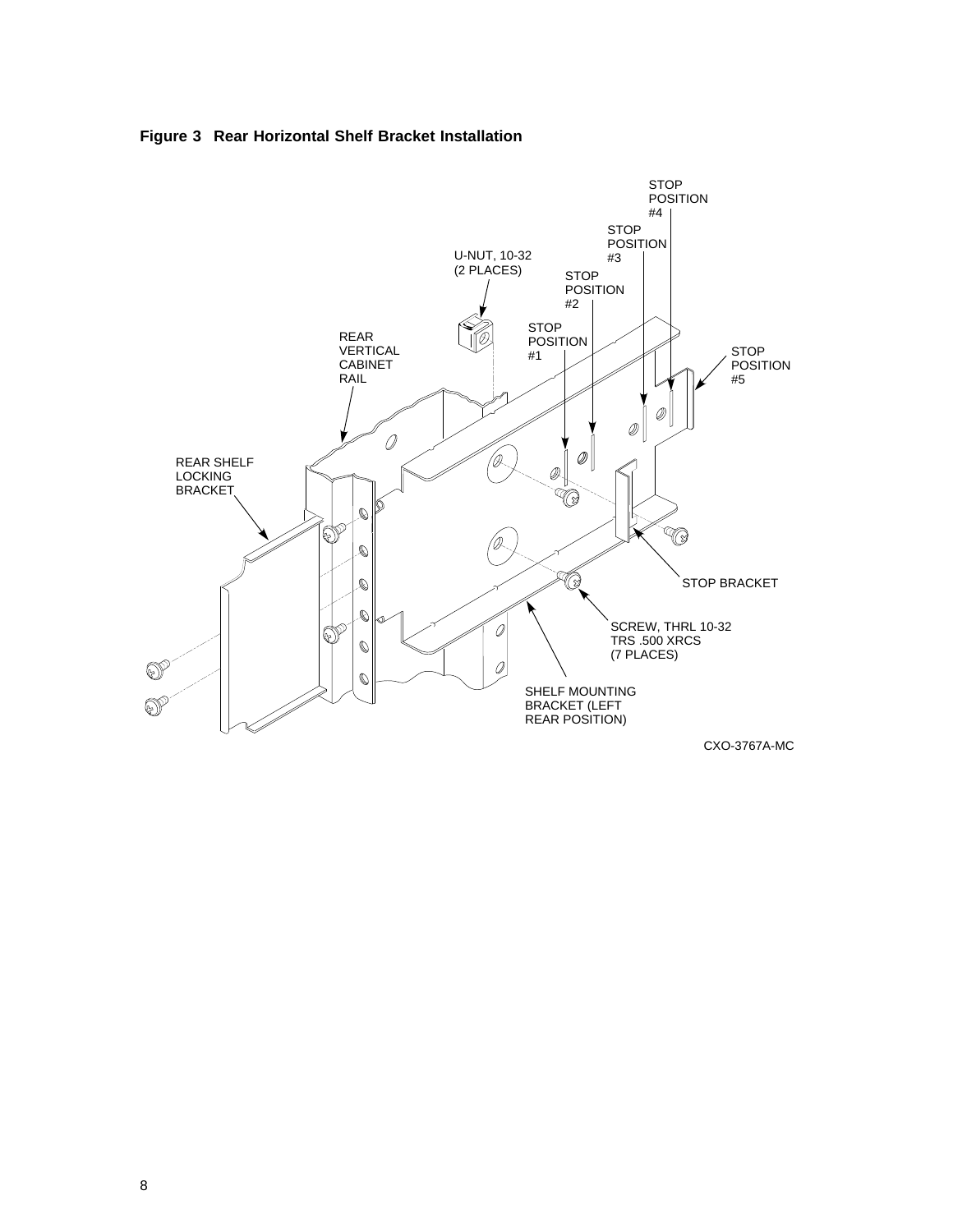**Figure 3 Rear Horizontal Shelf Bracket Installation**

STOP POSITION #4

STOP POSITION #3

U-NUT, 10-32 (2 PLACES)

STOP POSITION #2

STOP POSITION #1

REAR VERTICAL CABINET RAIL

STOP POSITION #5

REAR SHELF LOCKING BRACKET

STOP BRACKET

SCREW, THRL 10-32 TRS .500 XRCS (7 PLACES)

SHELF MOUNTING BRACKET (LEFT REAR POSITION)

CXO-3767A-MC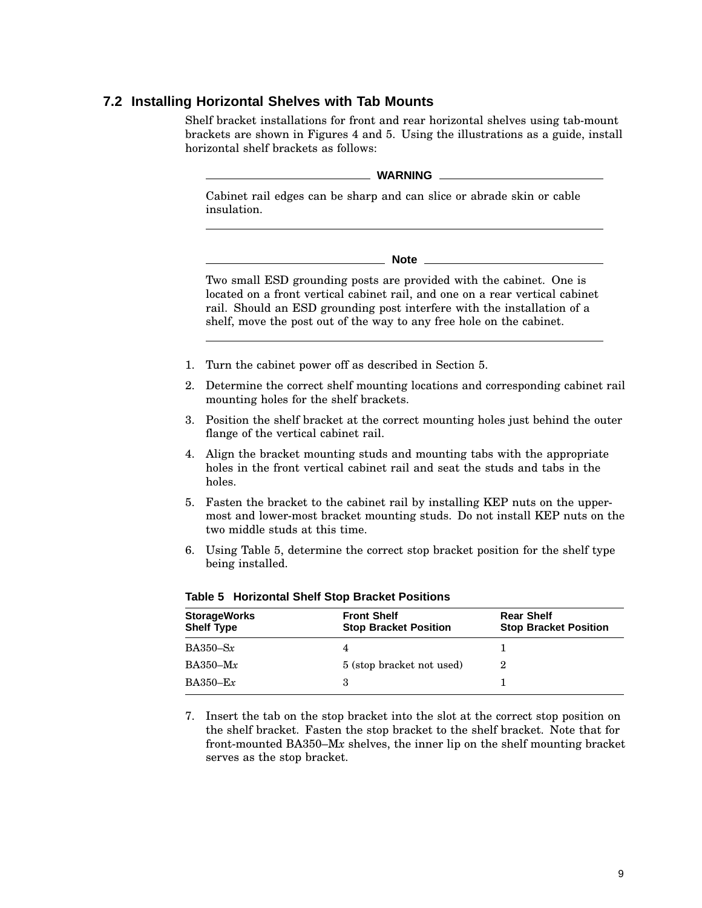## 7.2 Installing Horizontal Shelves with Tab Mounts

Shelf bracket installations for front and rear horizontal shelves using tab-mount brackets are shown in Figures 4 and 5. Using the illustrations as a guide, install horizontal shelf brackets as follows:

**WARNING**

Cabinet rail edges can be sharp and can slice or abrade skin or cable insulation.

---

**Note**

Two small ESD grounding posts are provided with the cabinet. One is located on a front vertical cabinet rail, and one on a rear vertical cabinet rail. Should an ESD grounding post interfere with the installation of a shelf, move the post out of the way to any free hole on the cabinet.

---

1. Turn the cabinet power off as described in Section 5.
2. Determine the correct shelf mounting locations and corresponding cabinet rail mounting holes for the shelf brackets.
3. Position the shelf bracket at the correct mounting holes just behind the outer flange of the vertical cabinet rail.
4. Align the bracket mounting studs and mounting tabs with the appropriate holes in the front vertical cabinet rail and seat the studs and tabs in the holes.
5. Fasten the bracket to the cabinet rail by installing KEP nuts on the upper-most and lower-most bracket mounting studs. Do not install KEP nuts on the two middle studs at this time.
6. Using Table 5, determine the correct stop bracket position for the shelf type being installed.

**Table 5 Horizontal Shelf Stop Bracket Positions**

| StorageWorks Shelf Type | Front Shelf Stop Bracket Position | Rear Shelf Stop Bracket Position |
|---|---|---|
| BA350–S*x* | 4 | 1 |
| BA350–M*x* | 5 (stop bracket not used) | 2 |
| BA350–E*x* | 3 | 1 |

7. Insert the tab on the stop bracket into the slot at the correct stop position on the shelf bracket. Fasten the stop bracket to the shelf bracket. Note that for front-mounted BA350–M*x* shelves, the inner lip on the shelf mounting bracket serves as the stop bracket.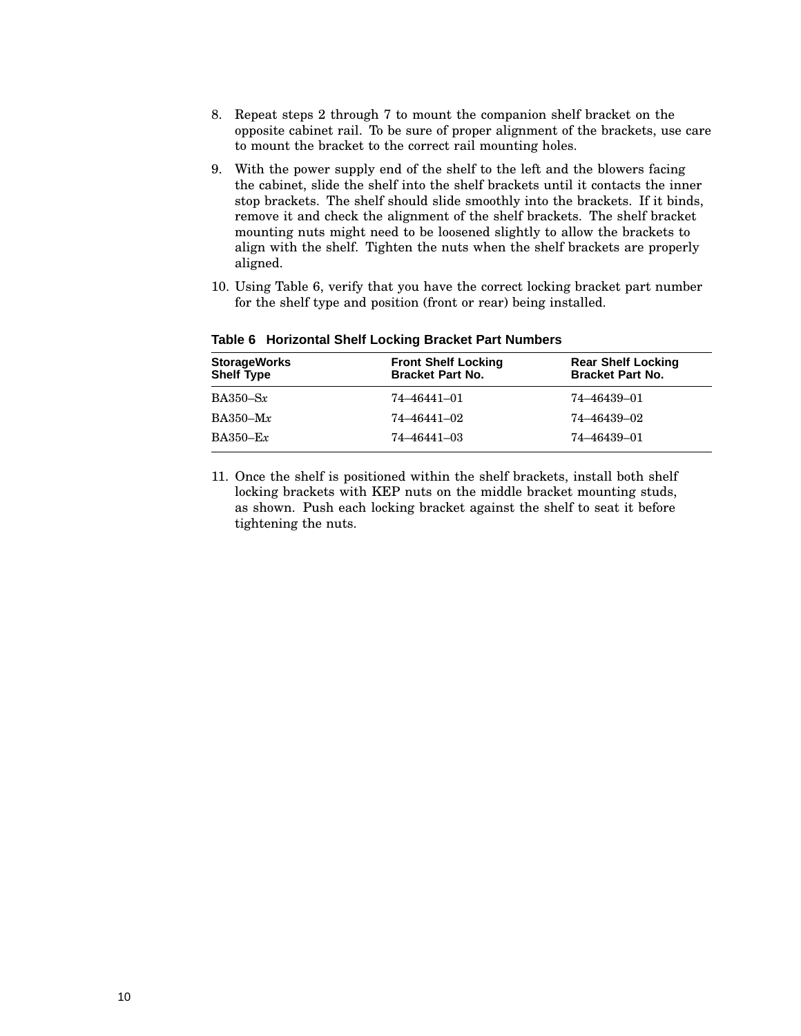8. Repeat steps 2 through 7 to mount the companion shelf bracket on the opposite cabinet rail. To be sure of proper alignment of the brackets, use care to mount the bracket to the correct rail mounting holes.
9. With the power supply end of the shelf to the left and the blowers facing the cabinet, slide the shelf into the shelf brackets until it contacts the inner stop brackets. The shelf should slide smoothly into the brackets. If it binds, remove it and check the alignment of the shelf brackets. The shelf bracket mounting nuts might need to be loosened slightly to allow the brackets to align with the shelf. Tighten the nuts when the shelf brackets are properly aligned.
10. Using Table 6, verify that you have the correct locking bracket part number for the shelf type and position (front or rear) being installed.

**Table 6 Horizontal Shelf Locking Bracket Part Numbers**

| StorageWorks Shelf Type | Front Shelf Locking Bracket Part No. | Rear Shelf Locking Bracket Part No. |
|---|---|---|
| BA350–S*x* | 74–46441–01 | 74–46439–01 |
| BA350–M*x* | 74–46441–02 | 74–46439–02 |
| BA350–E*x* | 74–46441–03 | 74–46439–01 |

11. Once the shelf is positioned within the shelf brackets, install both shelf locking brackets with KEP nuts on the middle bracket mounting studs, as shown. Push each locking bracket against the shelf to seat it before tightening the nuts.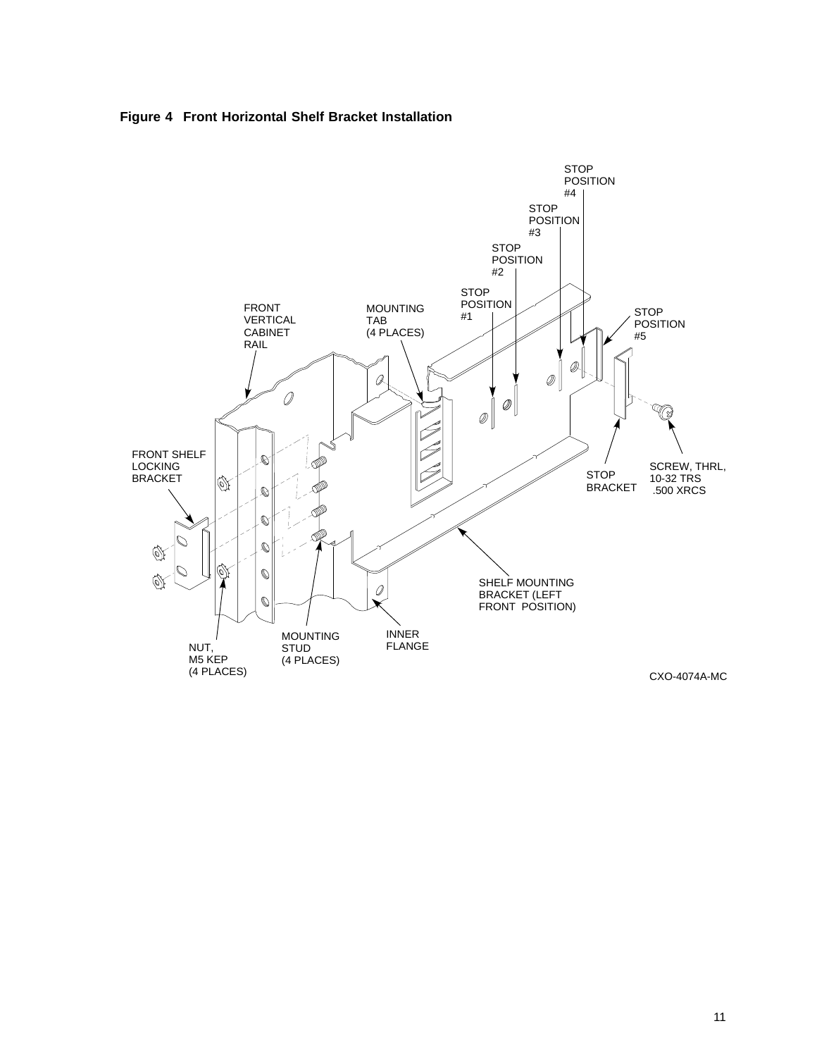**Figure 4 Front Horizontal Shelf Bracket Installation**

FRONT VERTICAL CABINET RAIL

MOUNTING TAB (4 PLACES)

STOP POSITION #1

STOP POSITION #2

STOP POSITION #3

STOP POSITION #4

STOP POSITION #5

FRONT SHELF LOCKING BRACKET

STOP BRACKET

SCREW, THRL, 10-32 TRS .500 XRCS

SHELF MOUNTING BRACKET (LEFT FRONT POSITION)

NUT, M5 KEP (4 PLACES)

MOUNTING STUD (4 PLACES)

INNER FLANGE

CXO-4074A-MC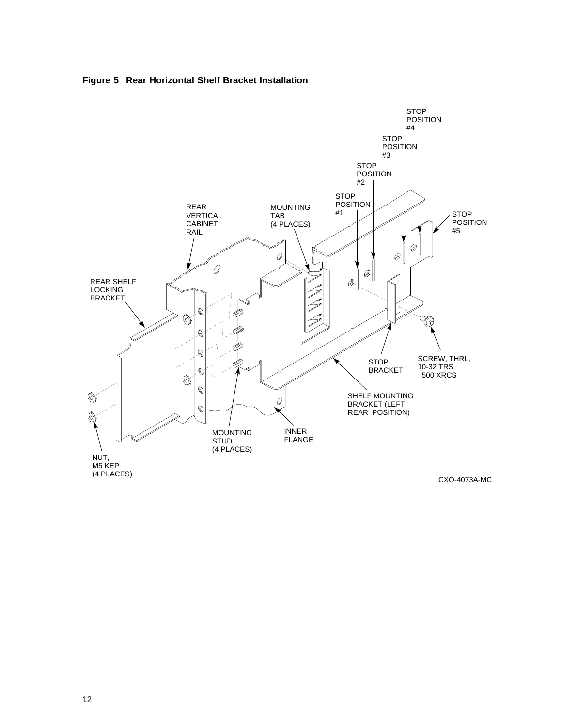**Figure 5 Rear Horizontal Shelf Bracket Installation**

STOP POSITION #4

STOP POSITION #3

STOP POSITION #2

STOP POSITION #1

STOP POSITION #5

REAR VERTICAL CABINET RAIL

MOUNTING TAB (4 PLACES)

REAR SHELF LOCKING BRACKET

STOP BRACKET

SCREW, THRL, 10-32 TRS .500 XRCS

SHELF MOUNTING BRACKET (LEFT REAR POSITION)

MOUNTING STUD (4 PLACES)

INNER FLANGE

NUT, M5 KEP (4 PLACES)

CXO-4073A-MC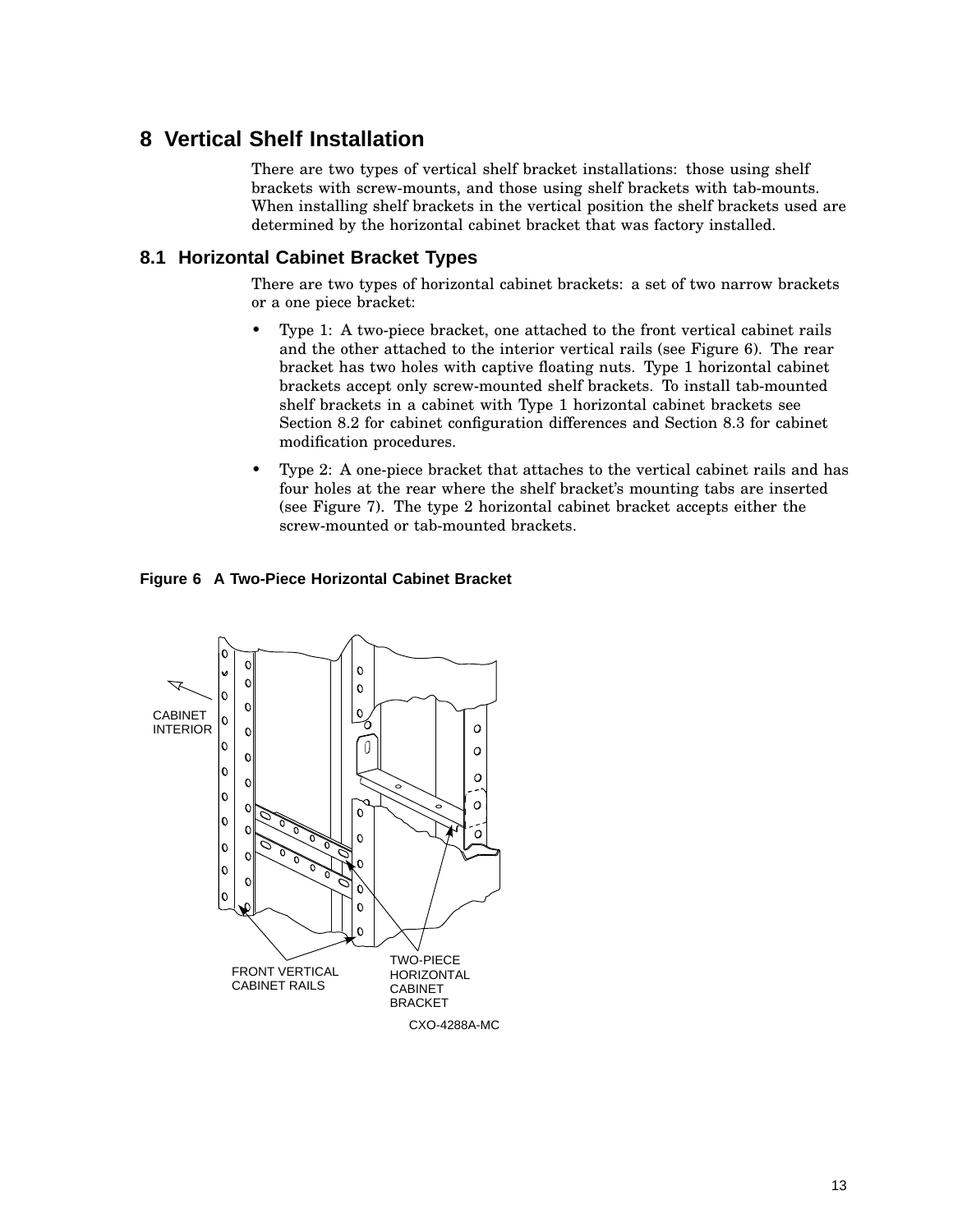# 8 Vertical Shelf Installation

There are two types of vertical shelf bracket installations: those using shelf brackets with screw-mounts, and those using shelf brackets with tab-mounts. When installing shelf brackets in the vertical position the shelf brackets used are determined by the horizontal cabinet bracket that was factory installed.

## 8.1 Horizontal Cabinet Bracket Types

There are two types of horizontal cabinet brackets: a set of two narrow brackets or a one piece bracket:

- Type 1: A two-piece bracket, one attached to the front vertical cabinet rails and the other attached to the interior vertical rails (see Figure 6). The rear bracket has two holes with captive floating nuts. Type 1 horizontal cabinet brackets accept only screw-mounted shelf brackets. To install tab-mounted shelf brackets in a cabinet with Type 1 horizontal cabinet brackets see Section 8.2 for cabinet configuration differences and Section 8.3 for cabinet modification procedures.
- Type 2: A one-piece bracket that attaches to the vertical cabinet rails and has four holes at the rear where the shelf bracket's mounting tabs are inserted (see Figure 7). The type 2 horizontal cabinet bracket accepts either the screw-mounted or tab-mounted brackets.

**Figure 6 A Two-Piece Horizontal Cabinet Bracket**

CABINET INTERIOR

FRONT VERTICAL CABINET RAILS

TWO-PIECE HORIZONTAL CABINET BRACKET

CXO-4288A-MC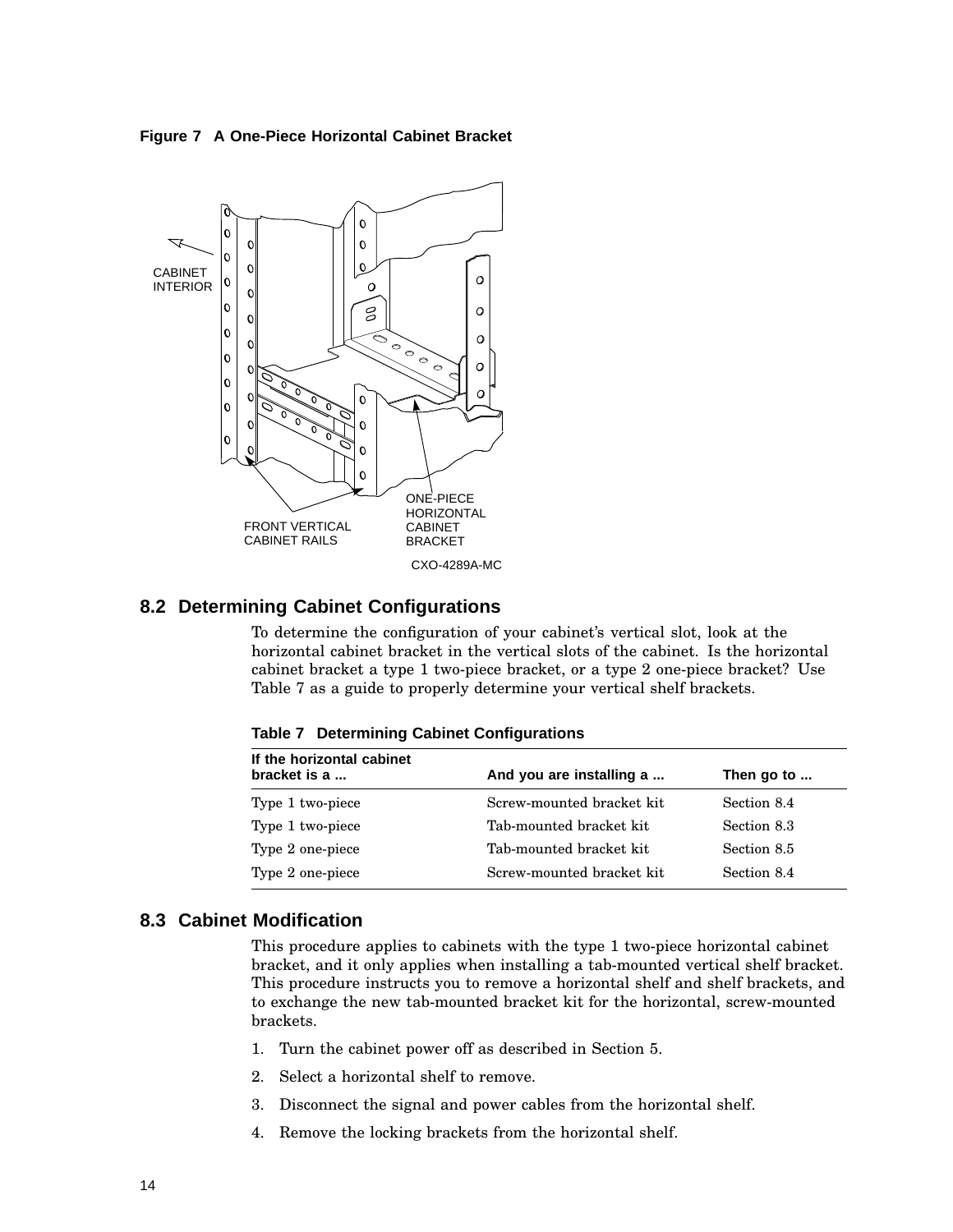**Figure 7 A One-Piece Horizontal Cabinet Bracket**

## 8.2 Determining Cabinet Configurations

To determine the configuration of your cabinet's vertical slot, look at the horizontal cabinet bracket in the vertical slots of the cabinet. Is the horizontal cabinet bracket a type 1 two-piece bracket, or a type 2 one-piece bracket? Use Table 7 as a guide to properly determine your vertical shelf brackets.

**Table 7 Determining Cabinet Configurations**

| If the horizontal cabinet bracket is a ... | And you are installing a ... | Then go to ... |
|---|---|---|
| Type 1 two-piece | Screw-mounted bracket kit | Section 8.4 |
| Type 1 two-piece | Tab-mounted bracket kit | Section 8.3 |
| Type 2 one-piece | Tab-mounted bracket kit | Section 8.5 |
| Type 2 one-piece | Screw-mounted bracket kit | Section 8.4 |

## 8.3 Cabinet Modification

This procedure applies to cabinets with the type 1 two-piece horizontal cabinet bracket, and it only applies when installing a tab-mounted vertical shelf bracket. This procedure instructs you to remove a horizontal shelf and shelf brackets, and to exchange the new tab-mounted bracket kit for the horizontal, screw-mounted brackets.

1. Turn the cabinet power off as described in Section 5.
2. Select a horizontal shelf to remove.
3. Disconnect the signal and power cables from the horizontal shelf.
4. Remove the locking brackets from the horizontal shelf.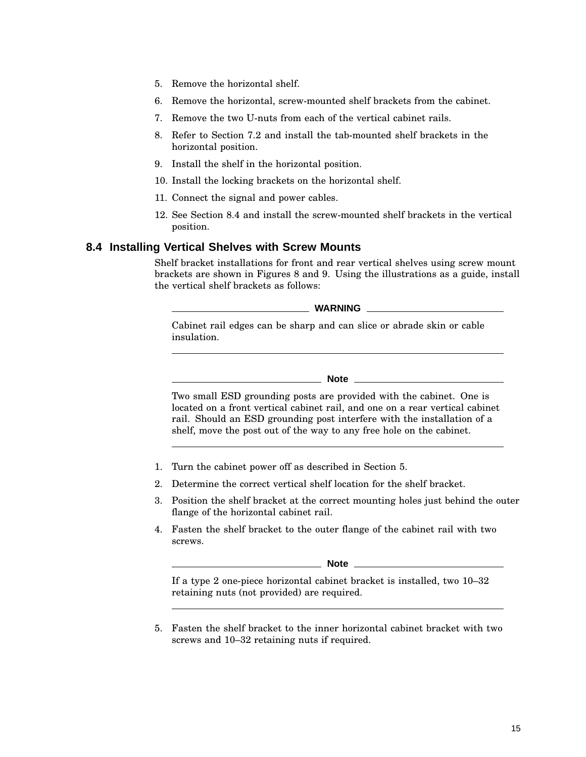5. Remove the horizontal shelf.
6. Remove the horizontal, screw-mounted shelf brackets from the cabinet.
7. Remove the two U-nuts from each of the vertical cabinet rails.
8. Refer to Section 7.2 and install the tab-mounted shelf brackets in the horizontal position.
9. Install the shelf in the horizontal position.
10. Install the locking brackets on the horizontal shelf.
11. Connect the signal and power cables.
12. See Section 8.4 and install the screw-mounted shelf brackets in the vertical position.

## 8.4 Installing Vertical Shelves with Screw Mounts

Shelf bracket installations for front and rear vertical shelves using screw mount brackets are shown in Figures 8 and 9. Using the illustrations as a guide, install the vertical shelf brackets as follows:

---

**WARNING**

Cabinet rail edges can be sharp and can slice or abrade skin or cable insulation.

---

**Note**

Two small ESD grounding posts are provided with the cabinet. One is located on a front vertical cabinet rail, and one on a rear vertical cabinet rail. Should an ESD grounding post interfere with the installation of a shelf, move the post out of the way to any free hole on the cabinet.

---

1. Turn the cabinet power off as described in Section 5.
2. Determine the correct vertical shelf location for the shelf bracket.
3. Position the shelf bracket at the correct mounting holes just behind the outer flange of the horizontal cabinet rail.
4. Fasten the shelf bracket to the outer flange of the cabinet rail with two screws.

---

**Note**

If a type 2 one-piece horizontal cabinet bracket is installed, two 10–32 retaining nuts (not provided) are required.

---

5. Fasten the shelf bracket to the inner horizontal cabinet bracket with two screws and 10–32 retaining nuts if required.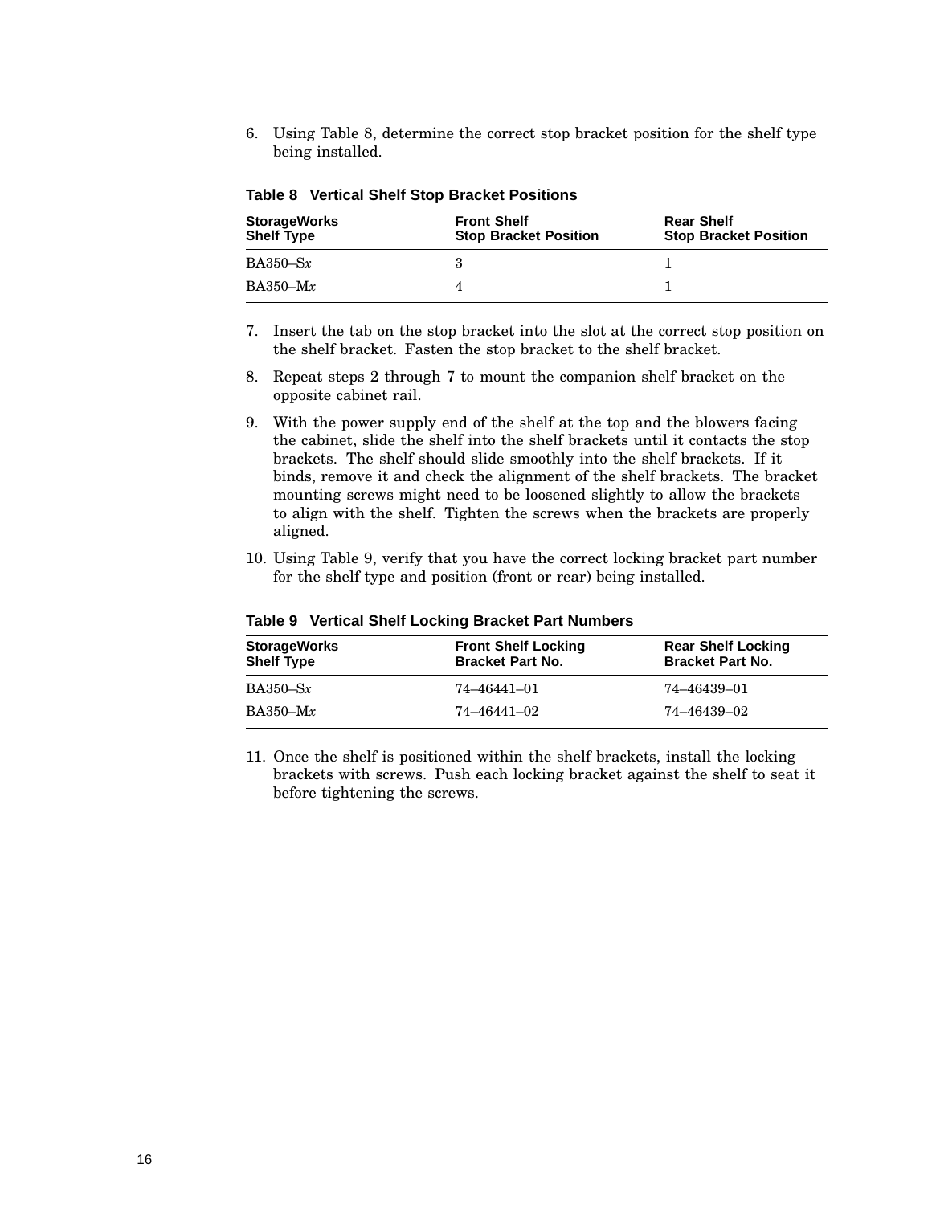6. Using Table 8, determine the correct stop bracket position for the shelf type being installed.

**Table 8 Vertical Shelf Stop Bracket Positions**

| StorageWorks Shelf Type | Front Shelf Stop Bracket Position | Rear Shelf Stop Bracket Position |
|---|---|---|
| BA350–S*x* | 3 | 1 |
| BA350–M*x* | 4 | 1 |

7. Insert the tab on the stop bracket into the slot at the correct stop position on the shelf bracket. Fasten the stop bracket to the shelf bracket.
8. Repeat steps 2 through 7 to mount the companion shelf bracket on the opposite cabinet rail.
9. With the power supply end of the shelf at the top and the blowers facing the cabinet, slide the shelf into the shelf brackets until it contacts the stop brackets. The shelf should slide smoothly into the shelf brackets. If it binds, remove it and check the alignment of the shelf brackets. The bracket mounting screws might need to be loosened slightly to allow the brackets to align with the shelf. Tighten the screws when the brackets are properly aligned.
10. Using Table 9, verify that you have the correct locking bracket part number for the shelf type and position (front or rear) being installed.

**Table 9 Vertical Shelf Locking Bracket Part Numbers**

| StorageWorks Shelf Type | Front Shelf Locking Bracket Part No. | Rear Shelf Locking Bracket Part No. |
|---|---|---|
| BA350–S*x* | 74–46441–01 | 74–46439–01 |
| BA350–M*x* | 74–46441–02 | 74–46439–02 |

11. Once the shelf is positioned within the shelf brackets, install the locking brackets with screws. Push each locking bracket against the shelf to seat it before tightening the screws.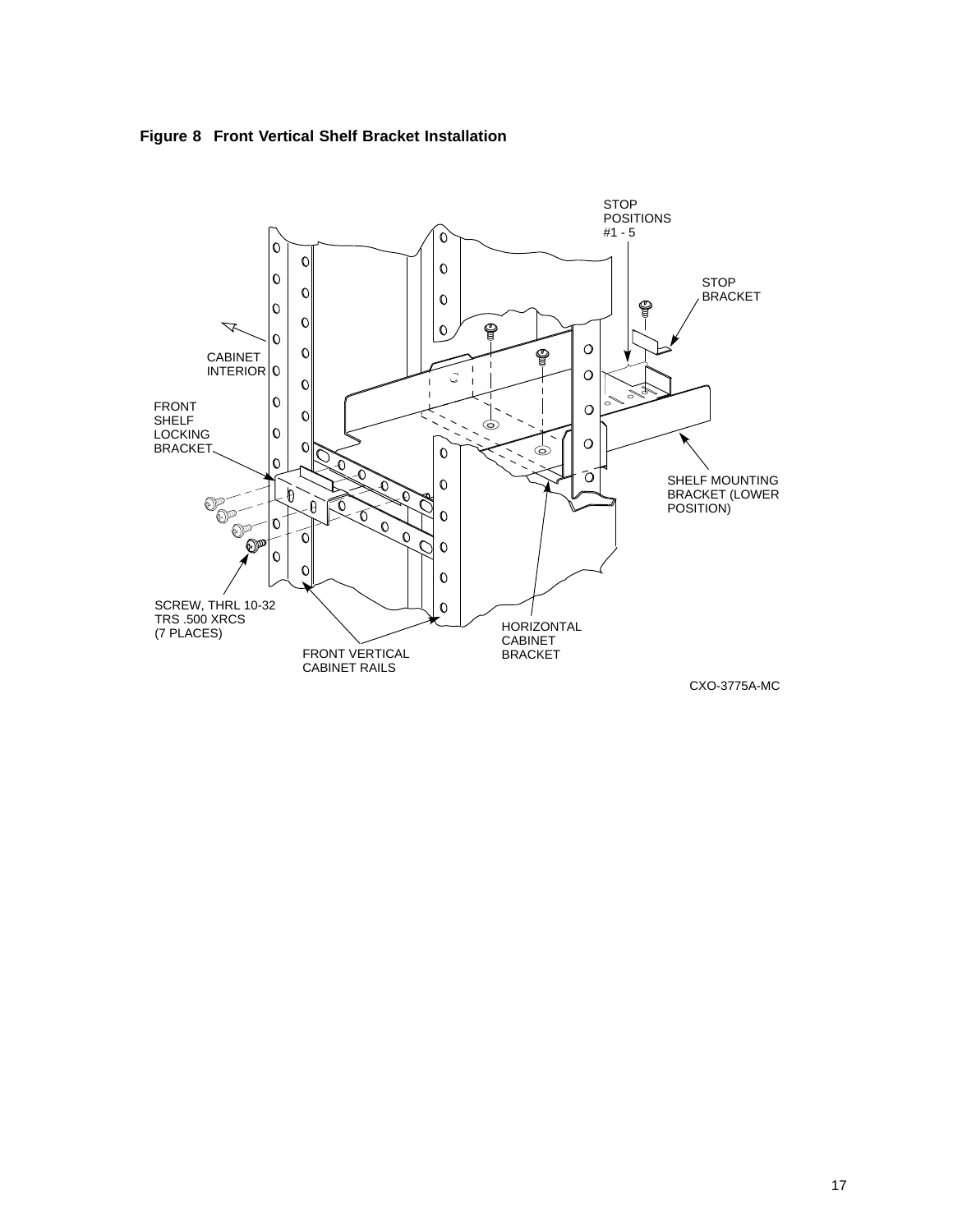**Figure 8 Front Vertical Shelf Bracket Installation**

STOP POSITIONS #1 - 5

STOP BRACKET

CABINET INTERIOR

FRONT SHELF LOCKING BRACKET

SHELF MOUNTING BRACKET (LOWER POSITION)

SCREW, THRL 10-32 TRS .500 XRCS (7 PLACES)

HORIZONTAL CABINET BRACKET

FRONT VERTICAL CABINET RAILS

CXO-3775A-MC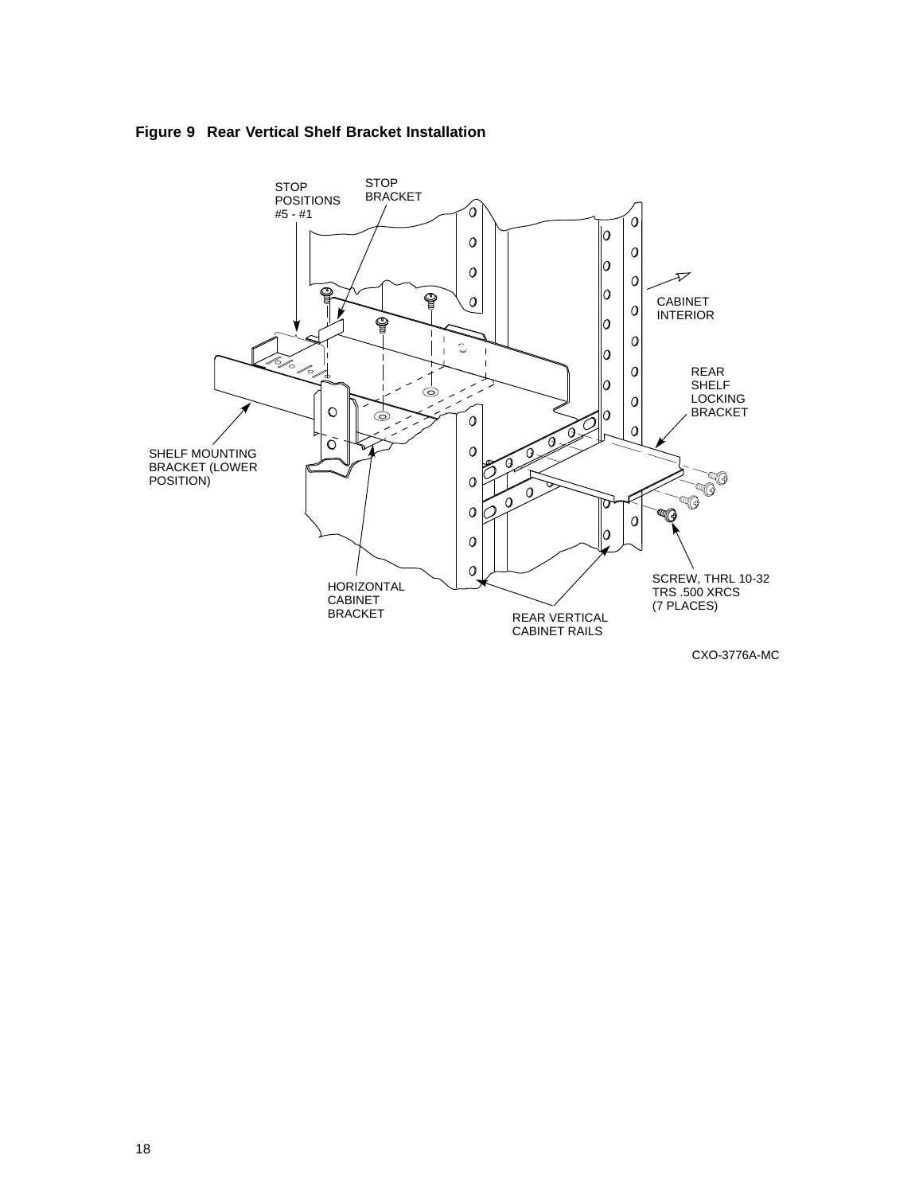**Figure 9 Rear Vertical Shelf Bracket Installation**

STOP POSITIONS #5 - #1

STOP BRACKET

CABINET INTERIOR

REAR SHELF LOCKING BRACKET

SHELF MOUNTING BRACKET (LOWER POSITION)

HORIZONTAL CABINET BRACKET

SCREW, THRL 10-32 TRS .500 XRCS (7 PLACES)

REAR VERTICAL CABINET RAILS

CXO-3776A-MC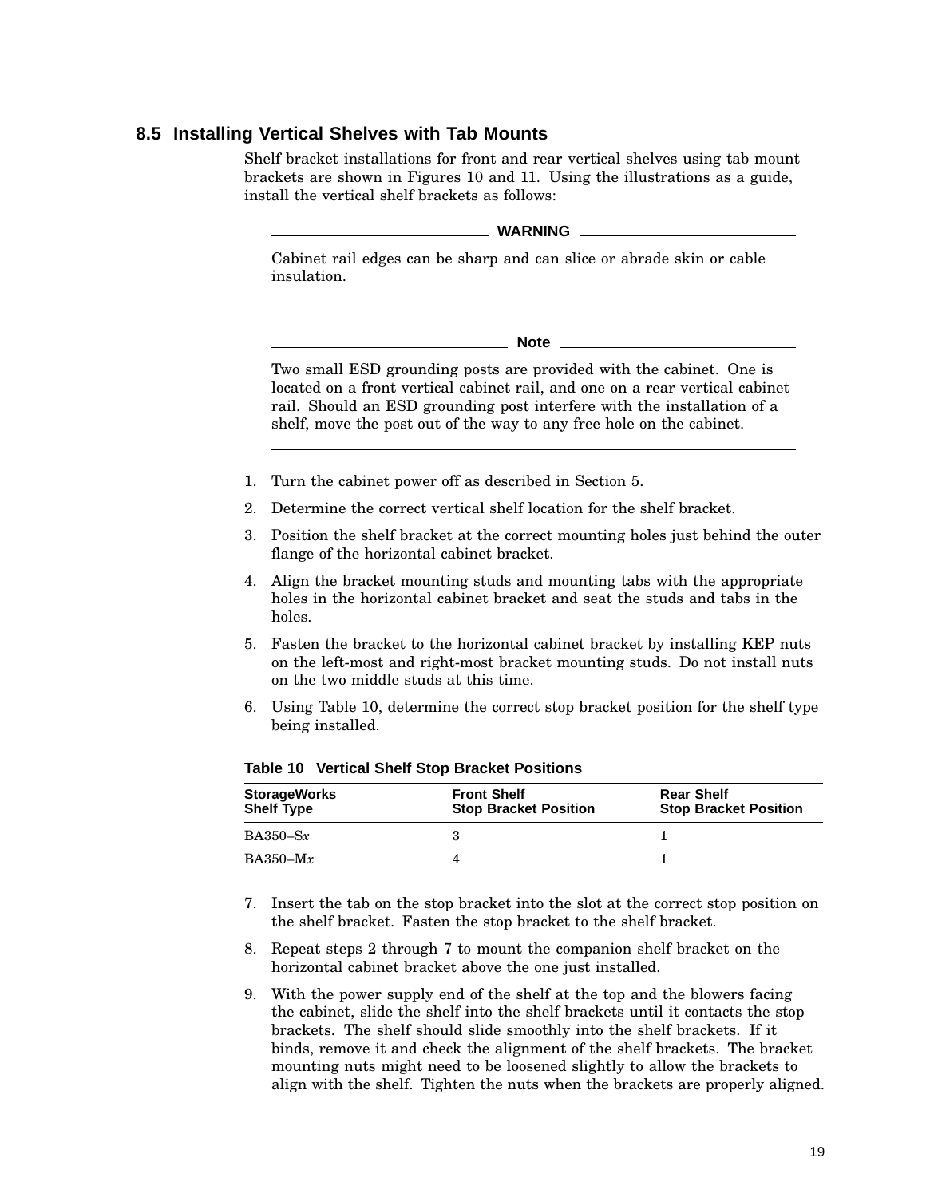## 8.5 Installing Vertical Shelves with Tab Mounts

Shelf bracket installations for front and rear vertical shelves using tab mount brackets are shown in Figures 10 and 11. Using the illustrations as a guide, install the vertical shelf brackets as follows:

---

**WARNING**

Cabinet rail edges can be sharp and can slice or abrade skin or cable insulation.

---

**Note**

Two small ESD grounding posts are provided with the cabinet. One is located on a front vertical cabinet rail, and one on a rear vertical cabinet rail. Should an ESD grounding post interfere with the installation of a shelf, move the post out of the way to any free hole on the cabinet.

---

1. Turn the cabinet power off as described in Section 5.
2. Determine the correct vertical shelf location for the shelf bracket.
3. Position the shelf bracket at the correct mounting holes just behind the outer flange of the horizontal cabinet bracket.
4. Align the bracket mounting studs and mounting tabs with the appropriate holes in the horizontal cabinet bracket and seat the studs and tabs in the holes.
5. Fasten the bracket to the horizontal cabinet bracket by installing KEP nuts on the left-most and right-most bracket mounting studs. Do not install nuts on the two middle studs at this time.
6. Using Table 10, determine the correct stop bracket position for the shelf type being installed.

**Table 10 Vertical Shelf Stop Bracket Positions**

| StorageWorks Shelf Type | Front Shelf Stop Bracket Position | Rear Shelf Stop Bracket Position |
|---|---|---|
| BA350–S*x* | 3 | 1 |
| BA350–M*x* | 4 | 1 |

7. Insert the tab on the stop bracket into the slot at the correct stop position on the shelf bracket. Fasten the stop bracket to the shelf bracket.
8. Repeat steps 2 through 7 to mount the companion shelf bracket on the horizontal cabinet bracket above the one just installed.
9. With the power supply end of the shelf at the top and the blowers facing the cabinet, slide the shelf into the shelf brackets until it contacts the stop brackets. The shelf should slide smoothly into the shelf brackets. If it binds, remove it and check the alignment of the shelf brackets. The bracket mounting nuts might need to be loosened slightly to allow the brackets to align with the shelf. Tighten the nuts when the brackets are properly aligned.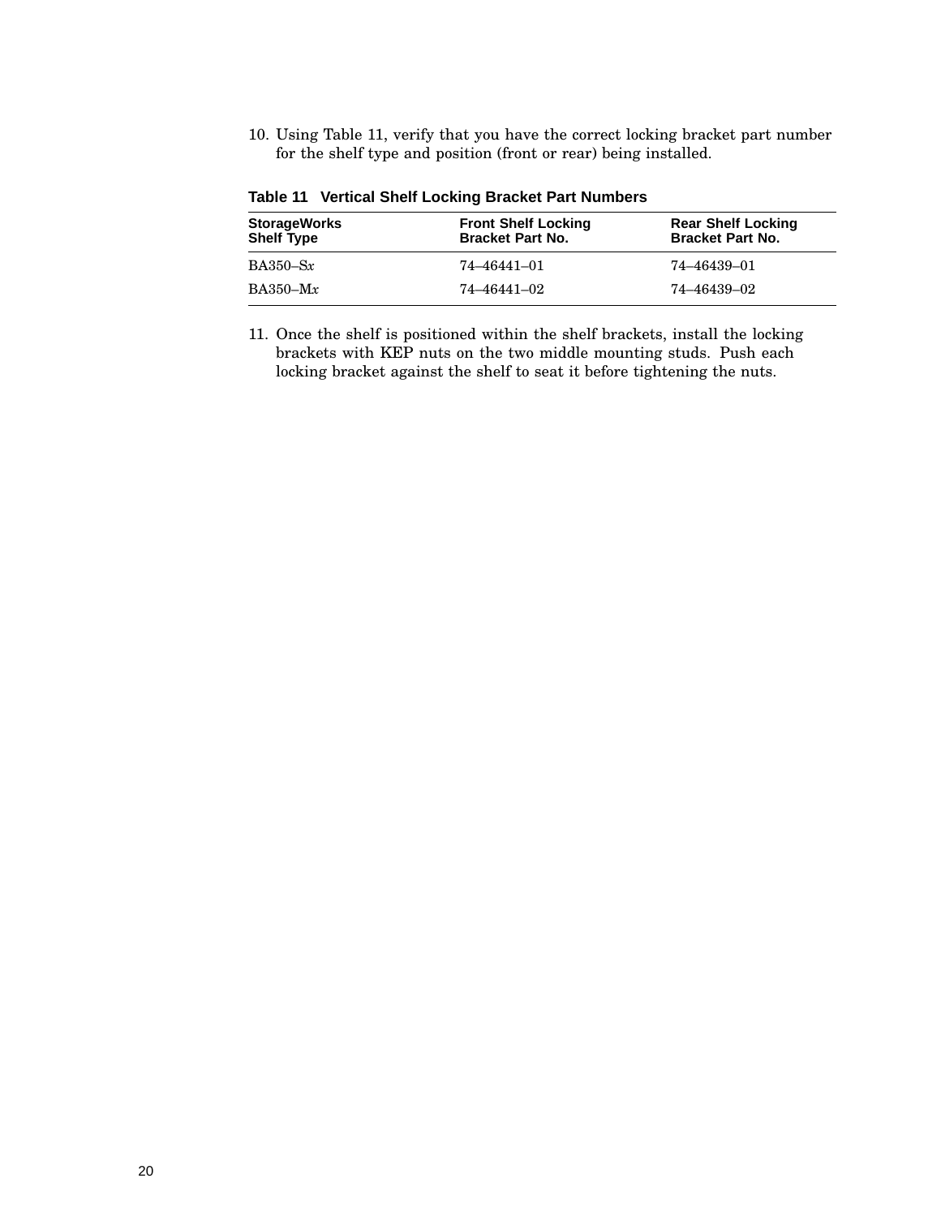10. Using Table 11, verify that you have the correct locking bracket part number for the shelf type and position (front or rear) being installed.

**Table 11 Vertical Shelf Locking Bracket Part Numbers**

| StorageWorks Shelf Type | Front Shelf Locking Bracket Part No. | Rear Shelf Locking Bracket Part No. |
|---|---|---|
| BA350–S*x* | 74–46441–01 | 74–46439–01 |
| BA350–M*x* | 74–46441–02 | 74–46439–02 |

11. Once the shelf is positioned within the shelf brackets, install the locking brackets with KEP nuts on the two middle mounting studs. Push each locking bracket against the shelf to seat it before tightening the nuts.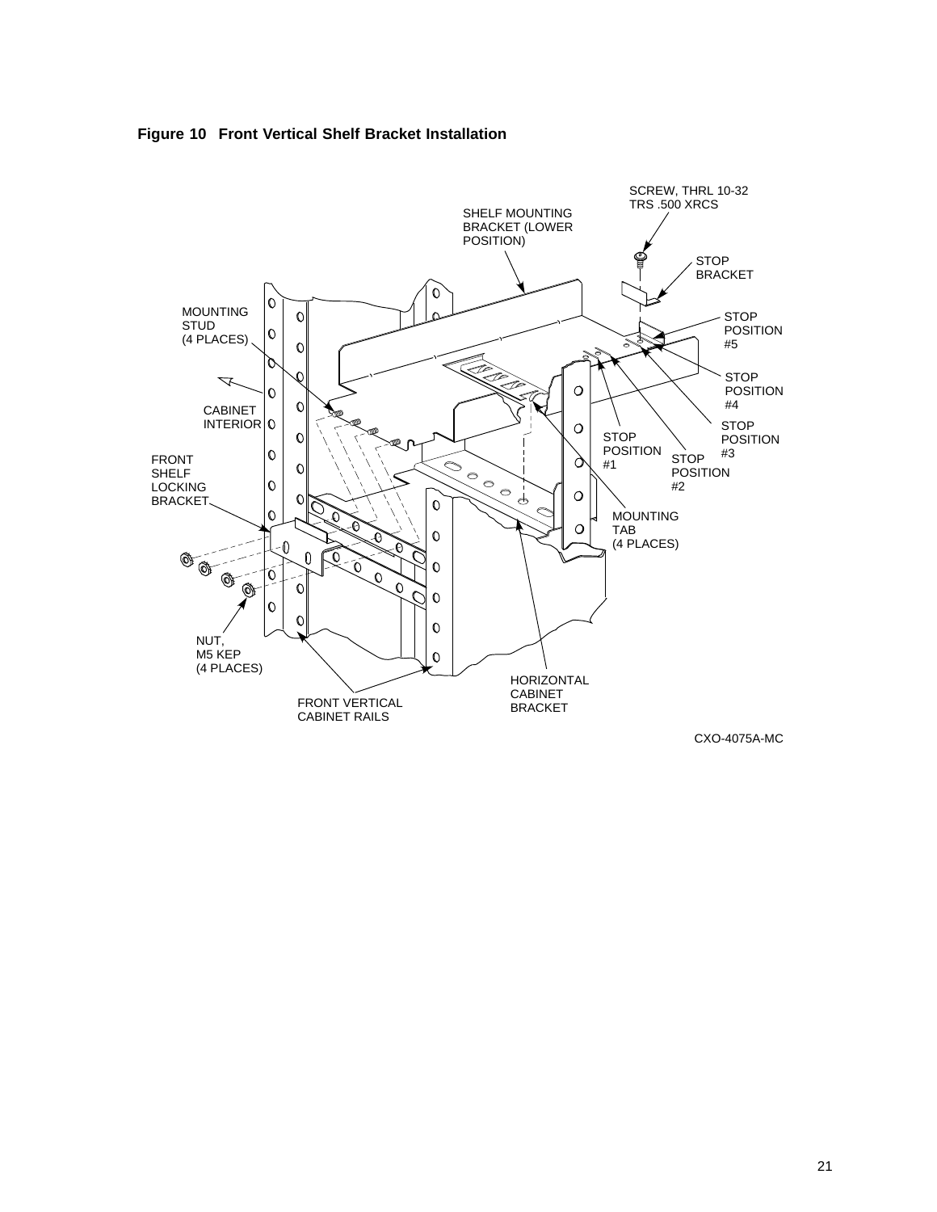**Figure 10 Front Vertical Shelf Bracket Installation**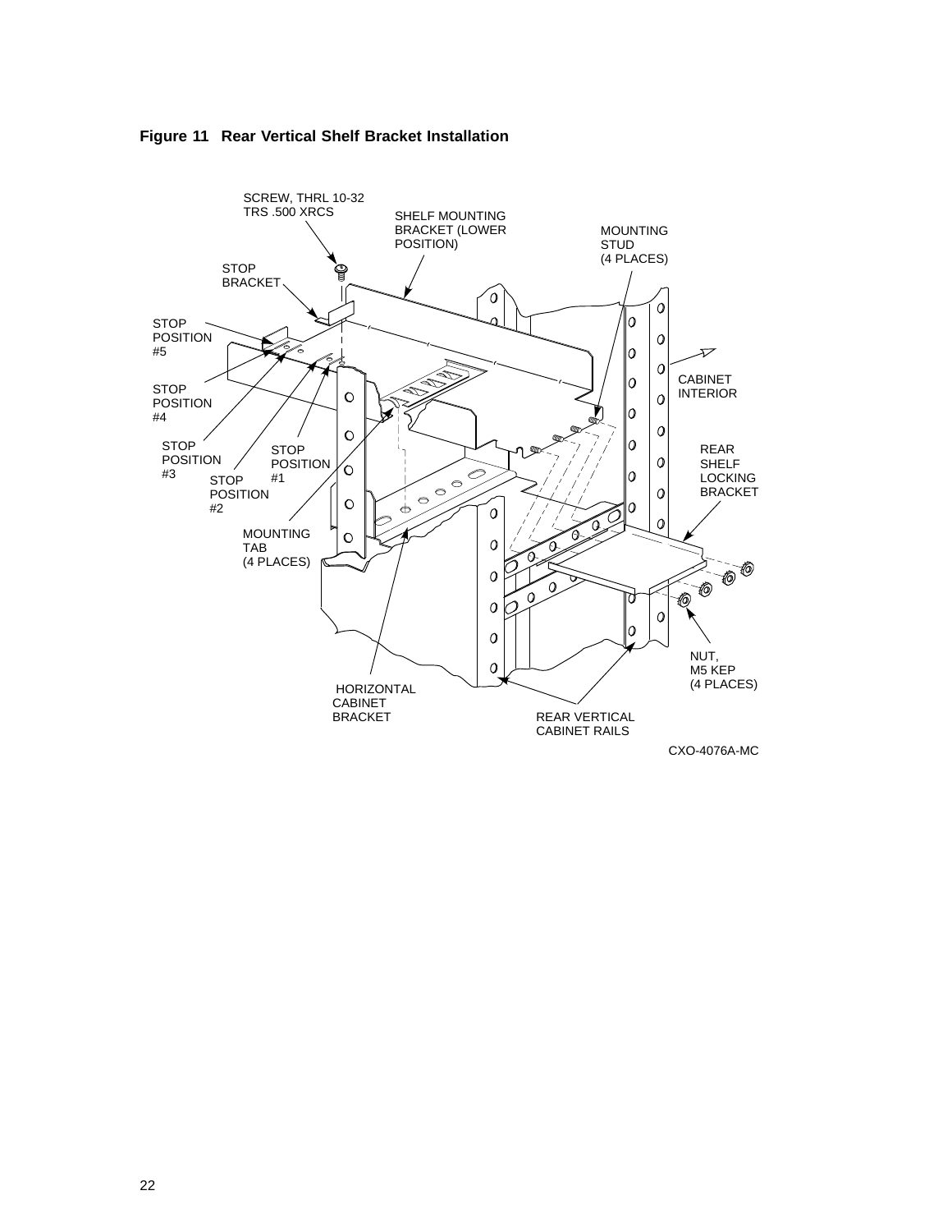**Figure 11 Rear Vertical Shelf Bracket Installation**

SCREW, THRL 10-32 TRS .500 XRCS

SHELF MOUNTING BRACKET (LOWER POSITION)

MOUNTING STUD (4 PLACES)

STOP BRACKET

STOP POSITION #5

STOP POSITION #4

STOP POSITION #3

STOP POSITION #2

STOP POSITION #1

CABINET INTERIOR

REAR SHELF LOCKING BRACKET

MOUNTING TAB (4 PLACES)

NUT, M5 KEP (4 PLACES)

HORIZONTAL CABINET BRACKET

REAR VERTICAL CABINET RAILS

CXO-4076A-MC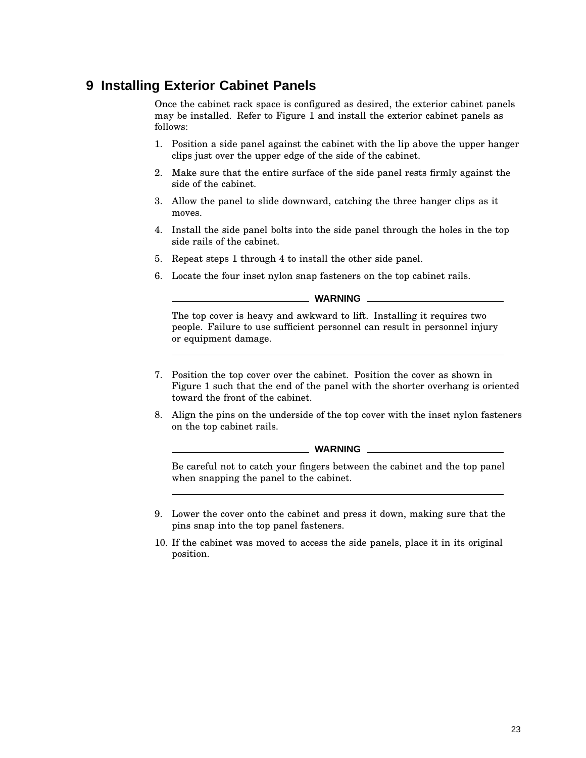## 9 Installing Exterior Cabinet Panels

Once the cabinet rack space is configured as desired, the exterior cabinet panels may be installed. Refer to Figure 1 and install the exterior cabinet panels as follows:

1. Position a side panel against the cabinet with the lip above the upper hanger clips just over the upper edge of the side of the cabinet.
2. Make sure that the entire surface of the side panel rests firmly against the side of the cabinet.
3. Allow the panel to slide downward, catching the three hanger clips as it moves.
4. Install the side panel bolts into the side panel through the holes in the top side rails of the cabinet.
5. Repeat steps 1 through 4 to install the other side panel.
6. Locate the four inset nylon snap fasteners on the top cabinet rails.

**WARNING**

The top cover is heavy and awkward to lift. Installing it requires two people. Failure to use sufficient personnel can result in personnel injury or equipment damage.

7. Position the top cover over the cabinet. Position the cover as shown in Figure 1 such that the end of the panel with the shorter overhang is oriented toward the front of the cabinet.
8. Align the pins on the underside of the top cover with the inset nylon fasteners on the top cabinet rails.

**WARNING**

Be careful not to catch your fingers between the cabinet and the top panel when snapping the panel to the cabinet.

9. Lower the cover onto the cabinet and press it down, making sure that the pins snap into the top panel fasteners.
10. If the cabinet was moved to access the side panels, place it in its original position.